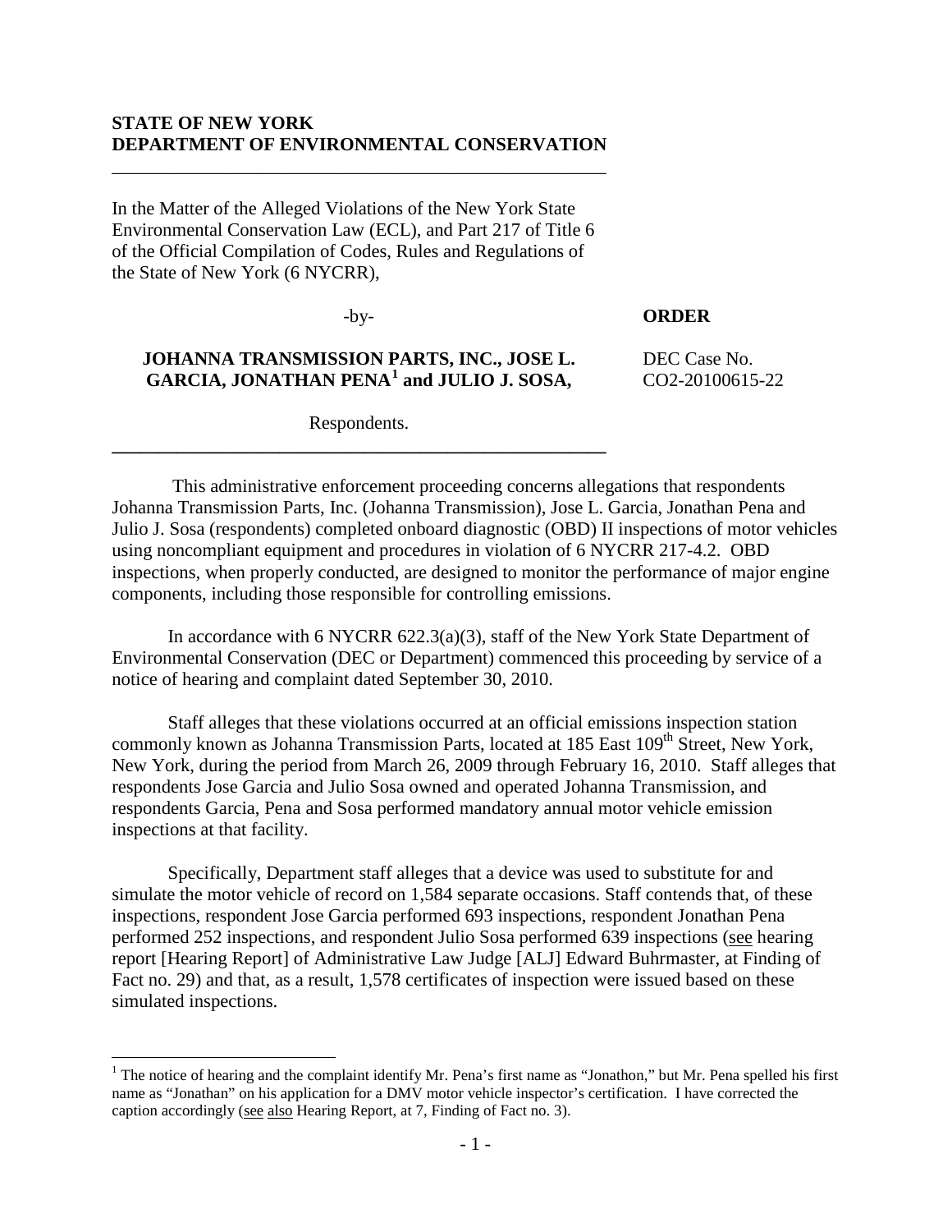**STATE OF NEW YORK**
**DEPARTMENT OF ENVIRONMENTAL CONSERVATION**

---

In the Matter of the Alleged Violations of the New York State Environmental Conservation Law (ECL), and Part 217 of Title 6 of the Official Compilation of Codes, Rules and Regulations of the State of New York (6 NYCRR),

-by-

**JOHANNA TRANSMISSION PARTS, INC., JOSE L. GARCIA, JONATHAN PENA[1] and JULIO J. SOSA,**

Respondents.

---

**ORDER**

DEC Case No. CO2-20100615-22

This administrative enforcement proceeding concerns allegations that respondents Johanna Transmission Parts, Inc. (Johanna Transmission), Jose L. Garcia, Jonathan Pena and Julio J. Sosa (respondents) completed onboard diagnostic (OBD) II inspections of motor vehicles using noncompliant equipment and procedures in violation of 6 NYCRR 217-4.2. OBD inspections, when properly conducted, are designed to monitor the performance of major engine components, including those responsible for controlling emissions.

In accordance with 6 NYCRR 622.3(a)(3), staff of the New York State Department of Environmental Conservation (DEC or Department) commenced this proceeding by service of a notice of hearing and complaint dated September 30, 2010.

Staff alleges that these violations occurred at an official emissions inspection station commonly known as Johanna Transmission Parts, located at 185 East 109th Street, New York, New York, during the period from March 26, 2009 through February 16, 2010. Staff alleges that respondents Jose Garcia and Julio Sosa owned and operated Johanna Transmission, and respondents Garcia, Pena and Sosa performed mandatory annual motor vehicle emission inspections at that facility.

Specifically, Department staff alleges that a device was used to substitute for and simulate the motor vehicle of record on 1,584 separate occasions. Staff contends that, of these inspections, respondent Jose Garcia performed 693 inspections, respondent Jonathan Pena performed 252 inspections, and respondent Julio Sosa performed 639 inspections (see hearing report [Hearing Report] of Administrative Law Judge [ALJ] Edward Buhrmaster, at Finding of Fact no. 29) and that, as a result, 1,578 certificates of inspection were issued based on these simulated inspections.

---

[1] The notice of hearing and the complaint identify Mr. Pena's first name as "Jonathon," but Mr. Pena spelled his first name as "Jonathan" on his application for a DMV motor vehicle inspector's certification. I have corrected the caption accordingly (see also Hearing Report, at 7, Finding of Fact no. 3).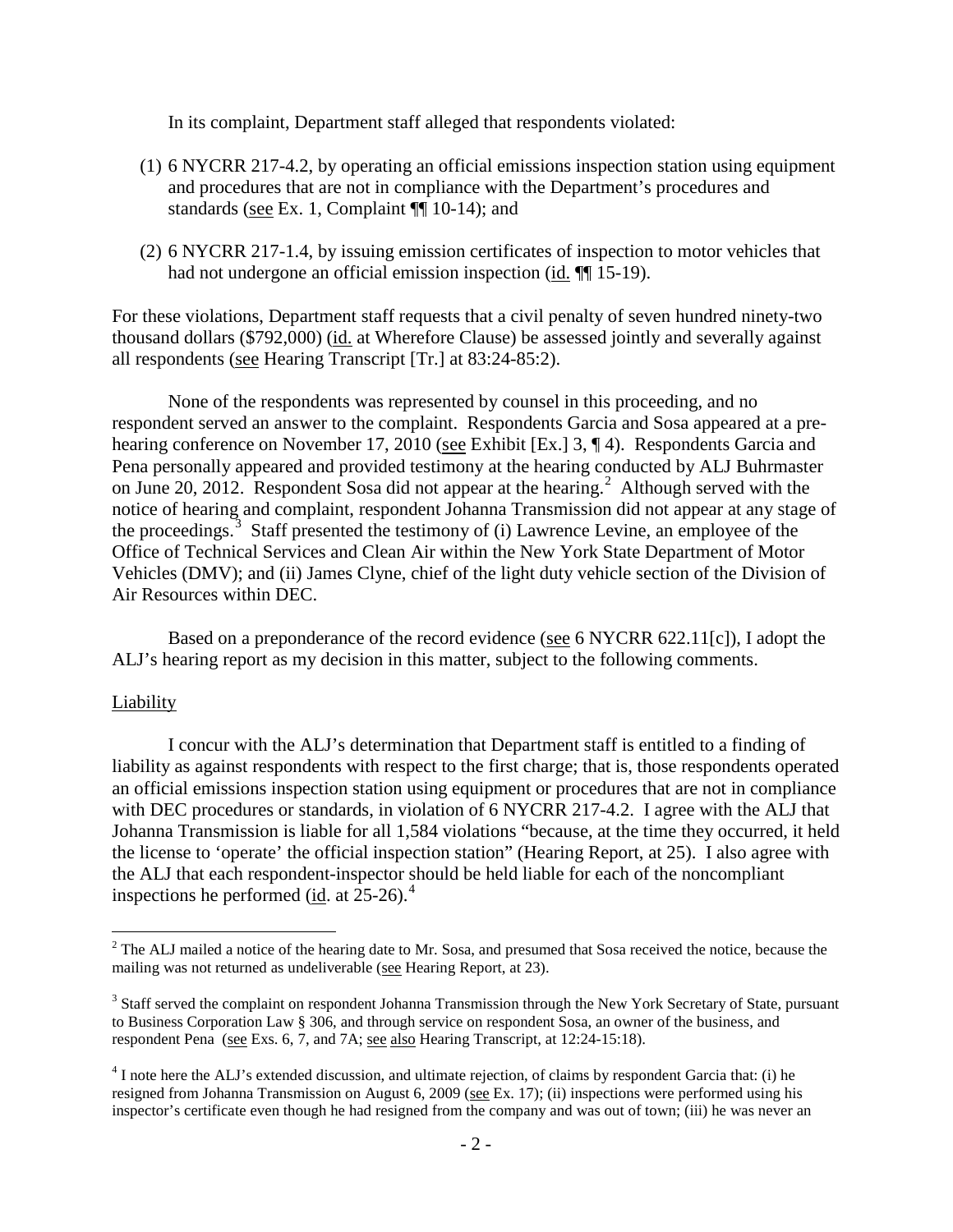In its complaint, Department staff alleged that respondents violated:

(1) 6 NYCRR 217-4.2, by operating an official emissions inspection station using equipment and procedures that are not in compliance with the Department's procedures and standards (see Ex. 1, Complaint ¶¶ 10-14); and

(2) 6 NYCRR 217-1.4, by issuing emission certificates of inspection to motor vehicles that had not undergone an official emission inspection (id. ¶¶ 15-19).

For these violations, Department staff requests that a civil penalty of seven hundred ninety-two thousand dollars ($792,000) (id. at Wherefore Clause) be assessed jointly and severally against all respondents (see Hearing Transcript [Tr.] at 83:24-85:2).

None of the respondents was represented by counsel in this proceeding, and no respondent served an answer to the complaint. Respondents Garcia and Sosa appeared at a pre-hearing conference on November 17, 2010 (see Exhibit [Ex.] 3, ¶ 4). Respondents Garcia and Pena personally appeared and provided testimony at the hearing conducted by ALJ Buhrmaster on June 20, 2012. Respondent Sosa did not appear at the hearing.[2] Although served with the notice of hearing and complaint, respondent Johanna Transmission did not appear at any stage of the proceedings.[3] Staff presented the testimony of (i) Lawrence Levine, an employee of the Office of Technical Services and Clean Air within the New York State Department of Motor Vehicles (DMV); and (ii) James Clyne, chief of the light duty vehicle section of the Division of Air Resources within DEC.

Based on a preponderance of the record evidence (see 6 NYCRR 622.11[c]), I adopt the ALJ's hearing report as my decision in this matter, subject to the following comments.

## Liability

I concur with the ALJ's determination that Department staff is entitled to a finding of liability as against respondents with respect to the first charge; that is, those respondents operated an official emissions inspection station using equipment or procedures that are not in compliance with DEC procedures or standards, in violation of 6 NYCRR 217-4.2. I agree with the ALJ that Johanna Transmission is liable for all 1,584 violations "because, at the time they occurred, it held the license to 'operate' the official inspection station" (Hearing Report, at 25). I also agree with the ALJ that each respondent-inspector should be held liable for each of the noncompliant inspections he performed (id. at 25-26).[4]

---

[2] The ALJ mailed a notice of the hearing date to Mr. Sosa, and presumed that Sosa received the notice, because the mailing was not returned as undeliverable (see Hearing Report, at 23).

[3] Staff served the complaint on respondent Johanna Transmission through the New York Secretary of State, pursuant to Business Corporation Law § 306, and through service on respondent Sosa, an owner of the business, and respondent Pena (see Exs. 6, 7, and 7A; see also Hearing Transcript, at 12:24-15:18).

[4] I note here the ALJ's extended discussion, and ultimate rejection, of claims by respondent Garcia that: (i) he resigned from Johanna Transmission on August 6, 2009 (see Ex. 17); (ii) inspections were performed using his inspector's certificate even though he had resigned from the company and was out of town; (iii) he was never an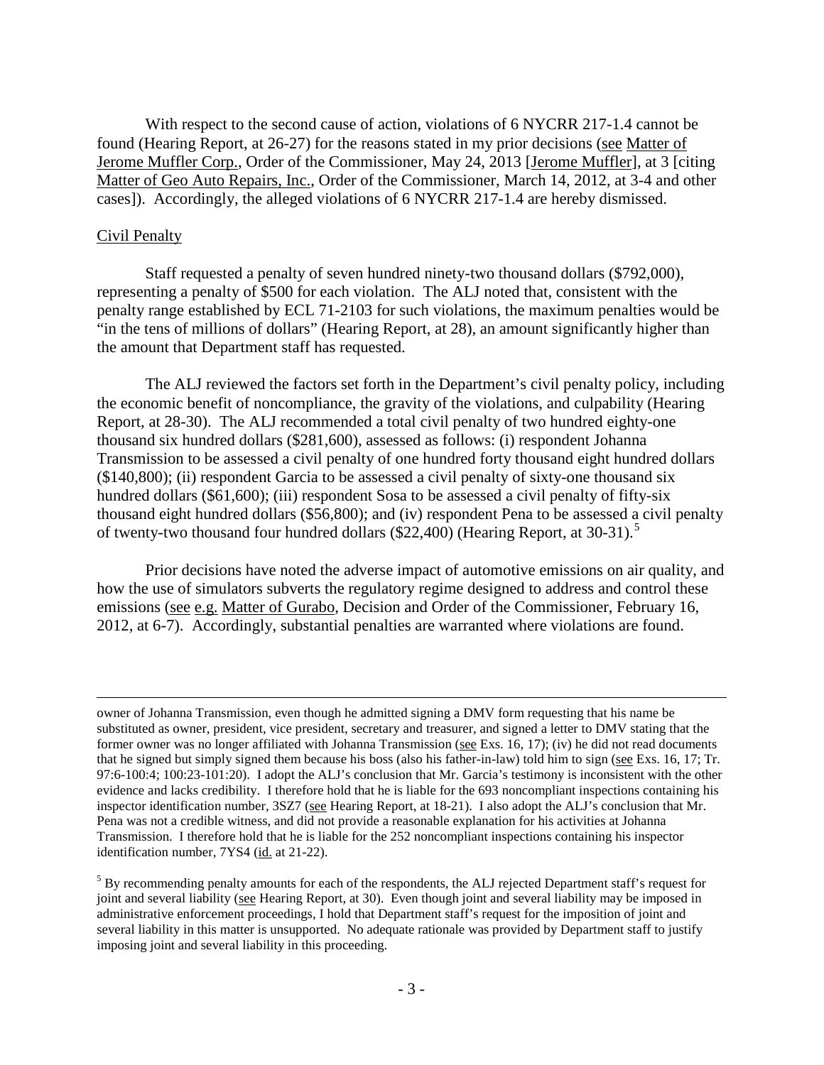With respect to the second cause of action, violations of 6 NYCRR 217-1.4 cannot be found (Hearing Report, at 26-27) for the reasons stated in my prior decisions (see Matter of Jerome Muffler Corp., Order of the Commissioner, May 24, 2013 [Jerome Muffler], at 3 [citing Matter of Geo Auto Repairs, Inc., Order of the Commissioner, March 14, 2012, at 3-4 and other cases]). Accordingly, the alleged violations of 6 NYCRR 217-1.4 are hereby dismissed.

Civil Penalty

Staff requested a penalty of seven hundred ninety-two thousand dollars ($792,000), representing a penalty of $500 for each violation. The ALJ noted that, consistent with the penalty range established by ECL 71-2103 for such violations, the maximum penalties would be "in the tens of millions of dollars" (Hearing Report, at 28), an amount significantly higher than the amount that Department staff has requested.

The ALJ reviewed the factors set forth in the Department's civil penalty policy, including the economic benefit of noncompliance, the gravity of the violations, and culpability (Hearing Report, at 28-30). The ALJ recommended a total civil penalty of two hundred eighty-one thousand six hundred dollars ($281,600), assessed as follows: (i) respondent Johanna Transmission to be assessed a civil penalty of one hundred forty thousand eight hundred dollars ($140,800); (ii) respondent Garcia to be assessed a civil penalty of sixty-one thousand six hundred dollars ($61,600); (iii) respondent Sosa to be assessed a civil penalty of fifty-six thousand eight hundred dollars ($56,800); and (iv) respondent Pena to be assessed a civil penalty of twenty-two thousand four hundred dollars ($22,400) (Hearing Report, at 30-31).[5]

Prior decisions have noted the adverse impact of automotive emissions on air quality, and how the use of simulators subverts the regulatory regime designed to address and control these emissions (see e.g. Matter of Gurabo, Decision and Order of the Commissioner, February 16, 2012, at 6-7). Accordingly, substantial penalties are warranted where violations are found.

---

owner of Johanna Transmission, even though he admitted signing a DMV form requesting that his name be substituted as owner, president, vice president, secretary and treasurer, and signed a letter to DMV stating that the former owner was no longer affiliated with Johanna Transmission (see Exs. 16, 17); (iv) he did not read documents that he signed but simply signed them because his boss (also his father-in-law) told him to sign (see Exs. 16, 17; Tr. 97:6-100:4; 100:23-101:20). I adopt the ALJ's conclusion that Mr. Garcia's testimony is inconsistent with the other evidence and lacks credibility. I therefore hold that he is liable for the 693 noncompliant inspections containing his inspector identification number, 3SZ7 (see Hearing Report, at 18-21). I also adopt the ALJ's conclusion that Mr. Pena was not a credible witness, and did not provide a reasonable explanation for his activities at Johanna Transmission. I therefore hold that he is liable for the 252 noncompliant inspections containing his inspector identification number, 7YS4 (id. at 21-22).

[5] By recommending penalty amounts for each of the respondents, the ALJ rejected Department staff's request for joint and several liability (see Hearing Report, at 30). Even though joint and several liability may be imposed in administrative enforcement proceedings, I hold that Department staff's request for the imposition of joint and several liability in this matter is unsupported. No adequate rationale was provided by Department staff to justify imposing joint and several liability in this proceeding.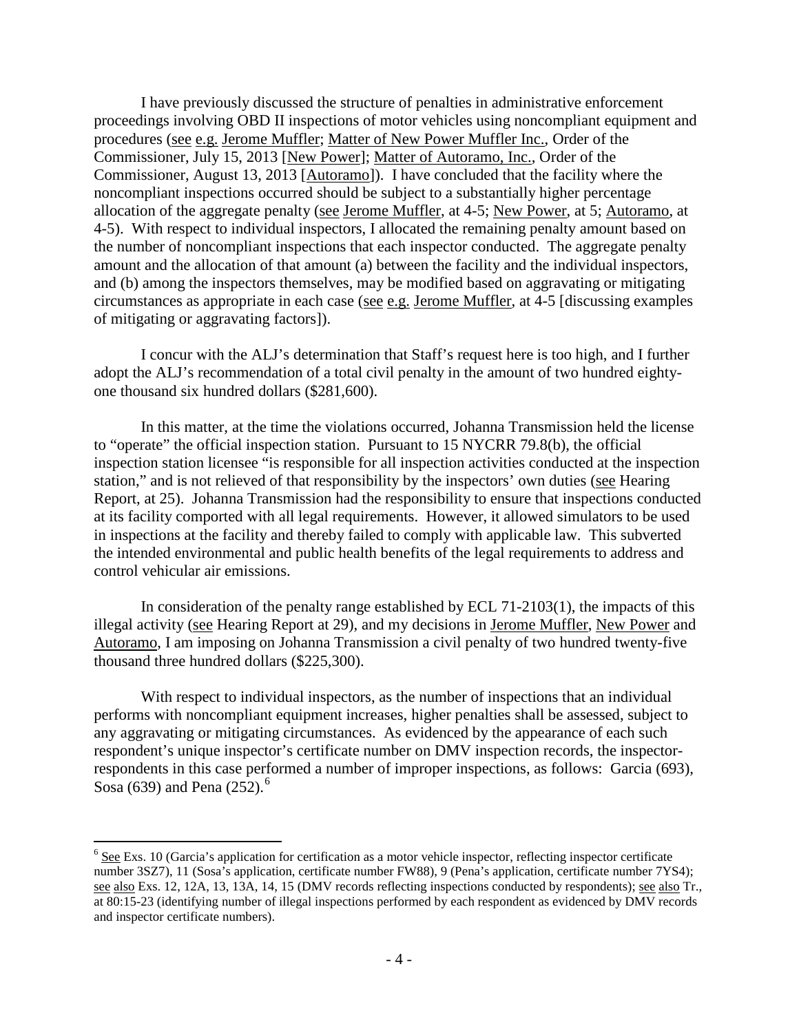I have previously discussed the structure of penalties in administrative enforcement proceedings involving OBD II inspections of motor vehicles using noncompliant equipment and procedures (see e.g. Jerome Muffler; Matter of New Power Muffler Inc., Order of the Commissioner, July 15, 2013 [New Power]; Matter of Autoramo, Inc., Order of the Commissioner, August 13, 2013 [Autoramo]). I have concluded that the facility where the noncompliant inspections occurred should be subject to a substantially higher percentage allocation of the aggregate penalty (see Jerome Muffler, at 4-5; New Power, at 5; Autoramo, at 4-5). With respect to individual inspectors, I allocated the remaining penalty amount based on the number of noncompliant inspections that each inspector conducted. The aggregate penalty amount and the allocation of that amount (a) between the facility and the individual inspectors, and (b) among the inspectors themselves, may be modified based on aggravating or mitigating circumstances as appropriate in each case (see e.g. Jerome Muffler, at 4-5 [discussing examples of mitigating or aggravating factors]).

I concur with the ALJ's determination that Staff's request here is too high, and I further adopt the ALJ's recommendation of a total civil penalty in the amount of two hundred eighty-one thousand six hundred dollars ($281,600).

In this matter, at the time the violations occurred, Johanna Transmission held the license to "operate" the official inspection station. Pursuant to 15 NYCRR 79.8(b), the official inspection station licensee "is responsible for all inspection activities conducted at the inspection station," and is not relieved of that responsibility by the inspectors' own duties (see Hearing Report, at 25). Johanna Transmission had the responsibility to ensure that inspections conducted at its facility comported with all legal requirements. However, it allowed simulators to be used in inspections at the facility and thereby failed to comply with applicable law. This subverted the intended environmental and public health benefits of the legal requirements to address and control vehicular air emissions.

In consideration of the penalty range established by ECL 71-2103(1), the impacts of this illegal activity (see Hearing Report at 29), and my decisions in Jerome Muffler, New Power and Autoramo, I am imposing on Johanna Transmission a civil penalty of two hundred twenty-five thousand three hundred dollars ($225,300).

With respect to individual inspectors, as the number of inspections that an individual performs with noncompliant equipment increases, higher penalties shall be assessed, subject to any aggravating or mitigating circumstances. As evidenced by the appearance of each such respondent's unique inspector's certificate number on DMV inspection records, the inspector-respondents in this case performed a number of improper inspections, as follows: Garcia (693), Sosa (639) and Pena (252).[6]

---

[6] See Exs. 10 (Garcia's application for certification as a motor vehicle inspector, reflecting inspector certificate number 3SZ7), 11 (Sosa's application, certificate number FW88), 9 (Pena's application, certificate number 7YS4); see also Exs. 12, 12A, 13, 13A, 14, 15 (DMV records reflecting inspections conducted by respondents); see also Tr., at 80:15-23 (identifying number of illegal inspections performed by each respondent as evidenced by DMV records and inspector certificate numbers).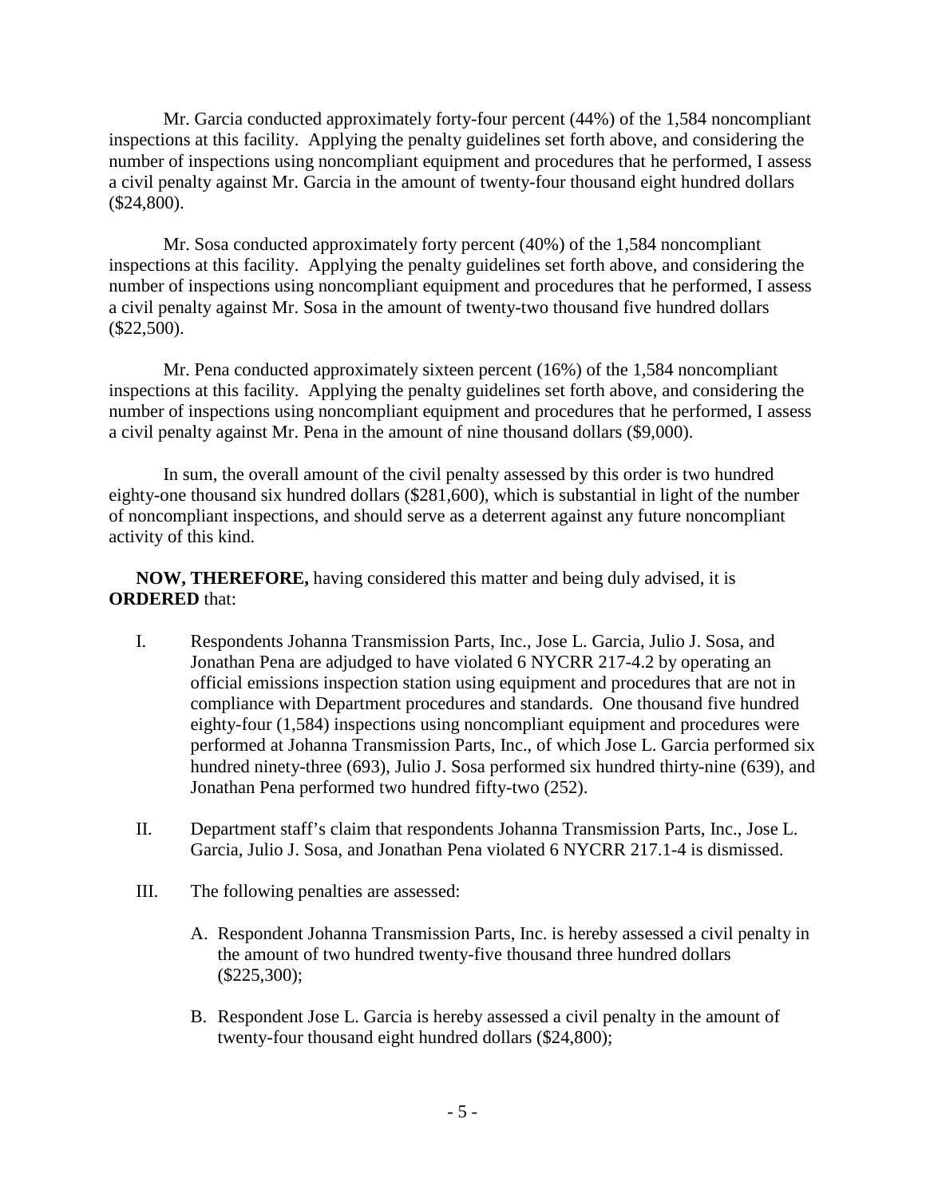Mr. Garcia conducted approximately forty-four percent (44%) of the 1,584 noncompliant inspections at this facility. Applying the penalty guidelines set forth above, and considering the number of inspections using noncompliant equipment and procedures that he performed, I assess a civil penalty against Mr. Garcia in the amount of twenty-four thousand eight hundred dollars ($24,800).

Mr. Sosa conducted approximately forty percent (40%) of the 1,584 noncompliant inspections at this facility. Applying the penalty guidelines set forth above, and considering the number of inspections using noncompliant equipment and procedures that he performed, I assess a civil penalty against Mr. Sosa in the amount of twenty-two thousand five hundred dollars ($22,500).

Mr. Pena conducted approximately sixteen percent (16%) of the 1,584 noncompliant inspections at this facility. Applying the penalty guidelines set forth above, and considering the number of inspections using noncompliant equipment and procedures that he performed, I assess a civil penalty against Mr. Pena in the amount of nine thousand dollars ($9,000).

In sum, the overall amount of the civil penalty assessed by this order is two hundred eighty-one thousand six hundred dollars ($281,600), which is substantial in light of the number of noncompliant inspections, and should serve as a deterrent against any future noncompliant activity of this kind.

**NOW, THEREFORE,** having considered this matter and being duly advised, it is **ORDERED** that:

I. Respondents Johanna Transmission Parts, Inc., Jose L. Garcia, Julio J. Sosa, and Jonathan Pena are adjudged to have violated 6 NYCRR 217-4.2 by operating an official emissions inspection station using equipment and procedures that are not in compliance with Department procedures and standards. One thousand five hundred eighty-four (1,584) inspections using noncompliant equipment and procedures were performed at Johanna Transmission Parts, Inc., of which Jose L. Garcia performed six hundred ninety-three (693), Julio J. Sosa performed six hundred thirty-nine (639), and Jonathan Pena performed two hundred fifty-two (252).

II. Department staff's claim that respondents Johanna Transmission Parts, Inc., Jose L. Garcia, Julio J. Sosa, and Jonathan Pena violated 6 NYCRR 217.1-4 is dismissed.

III. The following penalties are assessed:

A. Respondent Johanna Transmission Parts, Inc. is hereby assessed a civil penalty in the amount of two hundred twenty-five thousand three hundred dollars ($225,300);

B. Respondent Jose L. Garcia is hereby assessed a civil penalty in the amount of twenty-four thousand eight hundred dollars ($24,800);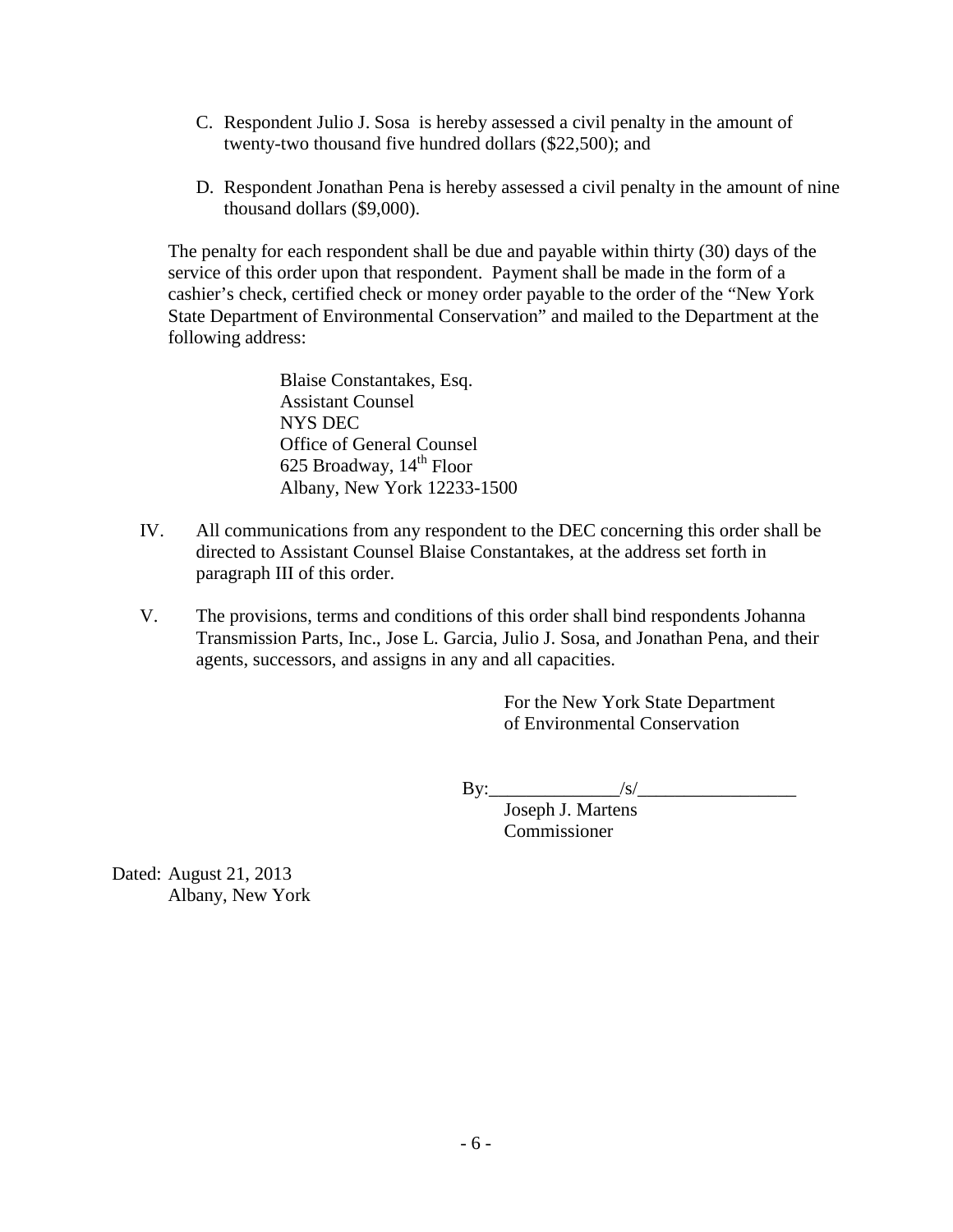C. Respondent Julio J. Sosa is hereby assessed a civil penalty in the amount of twenty-two thousand five hundred dollars ($22,500); and

D. Respondent Jonathan Pena is hereby assessed a civil penalty in the amount of nine thousand dollars ($9,000).

The penalty for each respondent shall be due and payable within thirty (30) days of the service of this order upon that respondent. Payment shall be made in the form of a cashier's check, certified check or money order payable to the order of the "New York State Department of Environmental Conservation" and mailed to the Department at the following address:

> Blaise Constantakes, Esq.
> Assistant Counsel
> NYS DEC
> Office of General Counsel
> 625 Broadway, 14th Floor
> Albany, New York 12233-1500

IV. All communications from any respondent to the DEC concerning this order shall be directed to Assistant Counsel Blaise Constantakes, at the address set forth in paragraph III of this order.

V. The provisions, terms and conditions of this order shall bind respondents Johanna Transmission Parts, Inc., Jose L. Garcia, Julio J. Sosa, and Jonathan Pena, and their agents, successors, and assigns in any and all capacities.

For the New York State Department of Environmental Conservation

By:______________/s/_________________
Joseph J. Martens
Commissioner

Dated: August 21, 2013
Albany, New York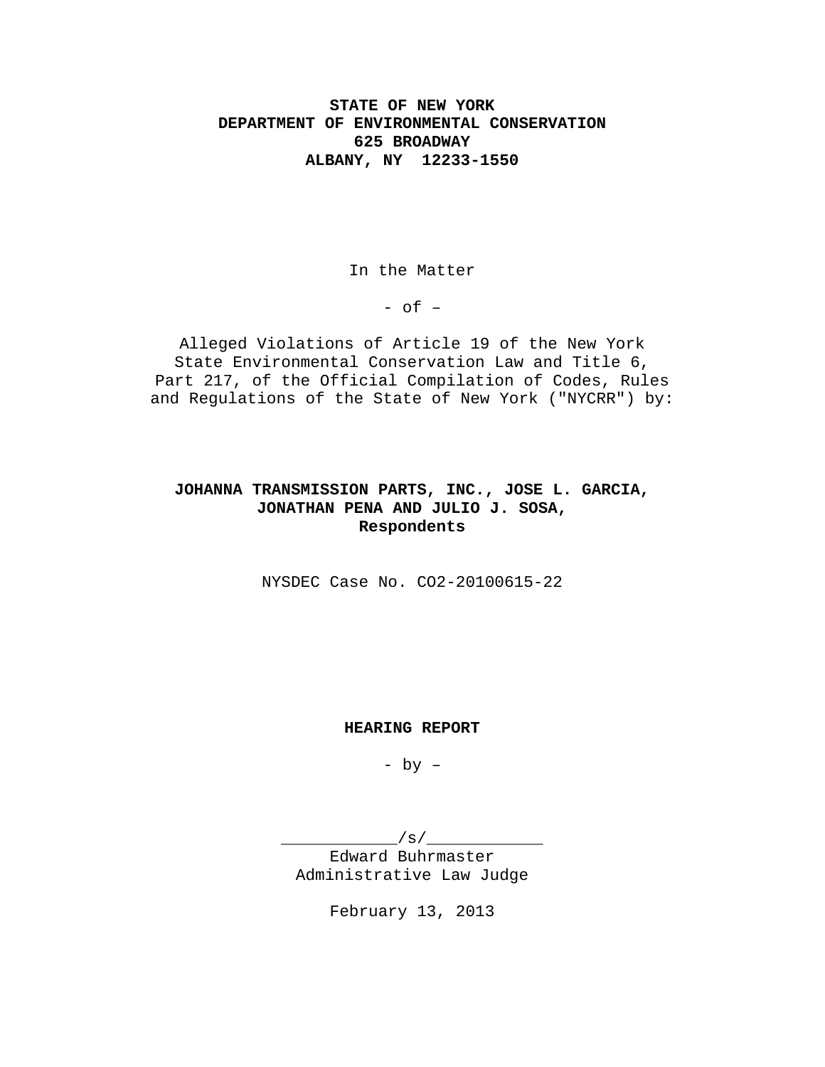**STATE OF NEW YORK**
**DEPARTMENT OF ENVIRONMENTAL CONSERVATION**
**625 BROADWAY**
**ALBANY, NY 12233-1550**

In the Matter

- of –

Alleged Violations of Article 19 of the New York State Environmental Conservation Law and Title 6, Part 217, of the Official Compilation of Codes, Rules and Regulations of the State of New York ("NYCRR") by:

**JOHANNA TRANSMISSION PARTS, INC., JOSE L. GARCIA, JONATHAN PENA AND JULIO J. SOSA,**
**Respondents**

NYSDEC Case No. CO2-20100615-22

**HEARING REPORT**

- by –

\_\_\_\_\_\_\_\_\_\_\_\_/s/\_\_\_\_\_\_\_\_\_\_\_\_
Edward Buhrmaster
Administrative Law Judge

February 13, 2013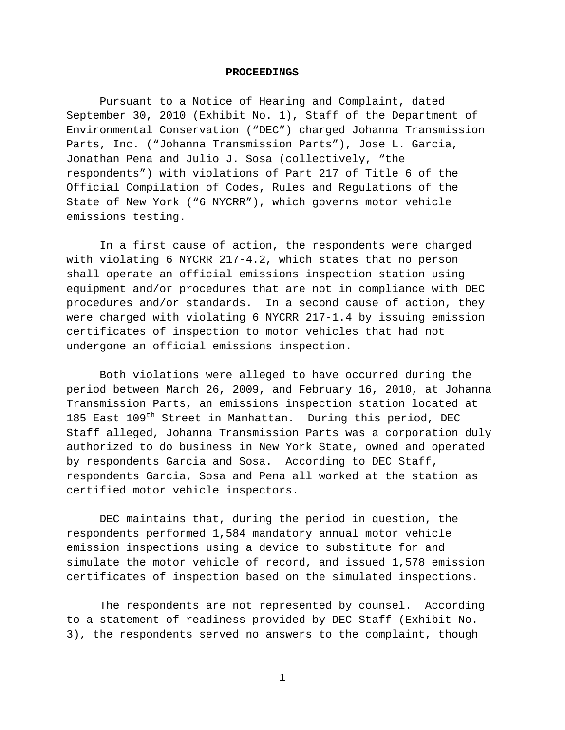## PROCEEDINGS

Pursuant to a Notice of Hearing and Complaint, dated September 30, 2010 (Exhibit No. 1), Staff of the Department of Environmental Conservation ("DEC") charged Johanna Transmission Parts, Inc. ("Johanna Transmission Parts"), Jose L. Garcia, Jonathan Pena and Julio J. Sosa (collectively, "the respondents") with violations of Part 217 of Title 6 of the Official Compilation of Codes, Rules and Regulations of the State of New York ("6 NYCRR"), which governs motor vehicle emissions testing.

In a first cause of action, the respondents were charged with violating 6 NYCRR 217-4.2, which states that no person shall operate an official emissions inspection station using equipment and/or procedures that are not in compliance with DEC procedures and/or standards. In a second cause of action, they were charged with violating 6 NYCRR 217-1.4 by issuing emission certificates of inspection to motor vehicles that had not undergone an official emissions inspection.

Both violations were alleged to have occurred during the period between March 26, 2009, and February 16, 2010, at Johanna Transmission Parts, an emissions inspection station located at 185 East 109th Street in Manhattan. During this period, DEC Staff alleged, Johanna Transmission Parts was a corporation duly authorized to do business in New York State, owned and operated by respondents Garcia and Sosa. According to DEC Staff, respondents Garcia, Sosa and Pena all worked at the station as certified motor vehicle inspectors.

DEC maintains that, during the period in question, the respondents performed 1,584 mandatory annual motor vehicle emission inspections using a device to substitute for and simulate the motor vehicle of record, and issued 1,578 emission certificates of inspection based on the simulated inspections.

The respondents are not represented by counsel. According to a statement of readiness provided by DEC Staff (Exhibit No. 3), the respondents served no answers to the complaint, though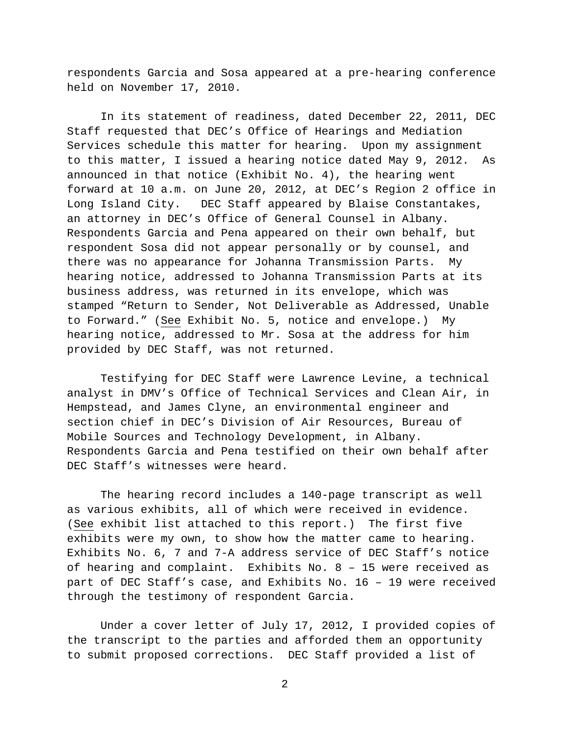respondents Garcia and Sosa appeared at a pre-hearing conference held on November 17, 2010.

In its statement of readiness, dated December 22, 2011, DEC Staff requested that DEC's Office of Hearings and Mediation Services schedule this matter for hearing. Upon my assignment to this matter, I issued a hearing notice dated May 9, 2012. As announced in that notice (Exhibit No. 4), the hearing went forward at 10 a.m. on June 20, 2012, at DEC's Region 2 office in Long Island City. DEC Staff appeared by Blaise Constantakes, an attorney in DEC's Office of General Counsel in Albany. Respondents Garcia and Pena appeared on their own behalf, but respondent Sosa did not appear personally or by counsel, and there was no appearance for Johanna Transmission Parts. My hearing notice, addressed to Johanna Transmission Parts at its business address, was returned in its envelope, which was stamped "Return to Sender, Not Deliverable as Addressed, Unable to Forward." (See Exhibit No. 5, notice and envelope.) My hearing notice, addressed to Mr. Sosa at the address for him provided by DEC Staff, was not returned.

Testifying for DEC Staff were Lawrence Levine, a technical analyst in DMV's Office of Technical Services and Clean Air, in Hempstead, and James Clyne, an environmental engineer and section chief in DEC's Division of Air Resources, Bureau of Mobile Sources and Technology Development, in Albany. Respondents Garcia and Pena testified on their own behalf after DEC Staff's witnesses were heard.

The hearing record includes a 140-page transcript as well as various exhibits, all of which were received in evidence. (See exhibit list attached to this report.) The first five exhibits were my own, to show how the matter came to hearing. Exhibits No. 6, 7 and 7-A address service of DEC Staff's notice of hearing and complaint. Exhibits No. 8 – 15 were received as part of DEC Staff's case, and Exhibits No. 16 – 19 were received through the testimony of respondent Garcia.

Under a cover letter of July 17, 2012, I provided copies of the transcript to the parties and afforded them an opportunity to submit proposed corrections. DEC Staff provided a list of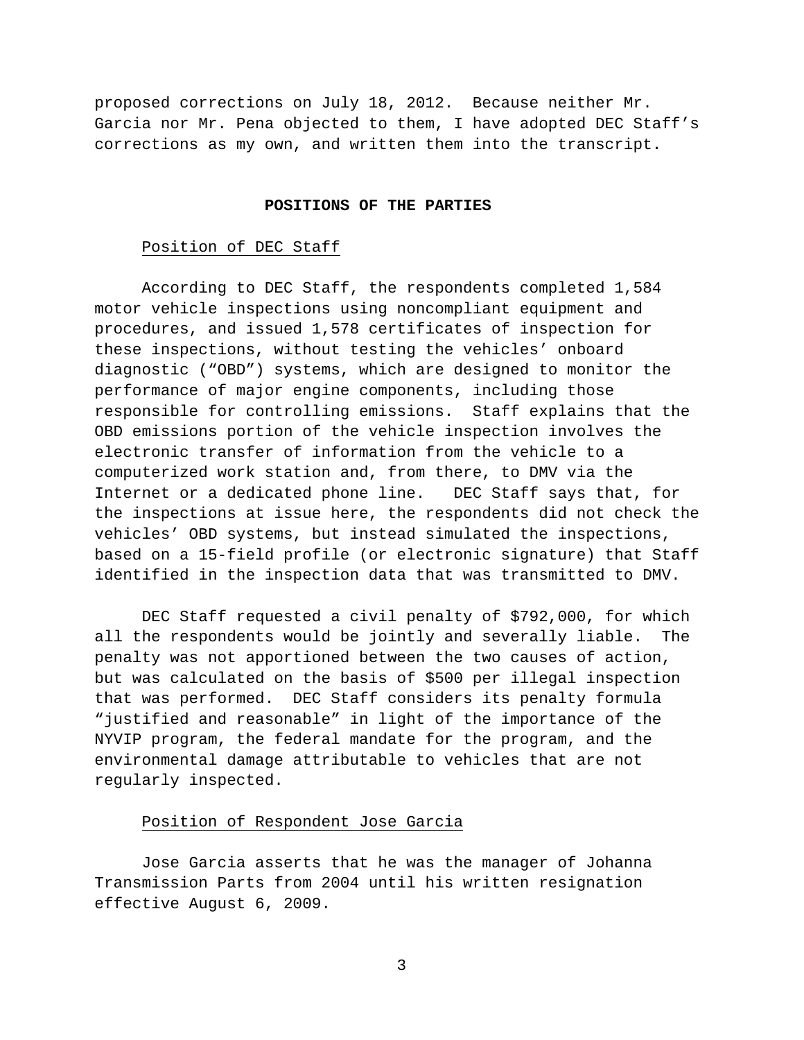proposed corrections on July 18, 2012. Because neither Mr. Garcia nor Mr. Pena objected to them, I have adopted DEC Staff's corrections as my own, and written them into the transcript.

## POSITIONS OF THE PARTIES

### Position of DEC Staff

According to DEC Staff, the respondents completed 1,584 motor vehicle inspections using noncompliant equipment and procedures, and issued 1,578 certificates of inspection for these inspections, without testing the vehicles' onboard diagnostic ("OBD") systems, which are designed to monitor the performance of major engine components, including those responsible for controlling emissions. Staff explains that the OBD emissions portion of the vehicle inspection involves the electronic transfer of information from the vehicle to a computerized work station and, from there, to DMV via the Internet or a dedicated phone line. DEC Staff says that, for the inspections at issue here, the respondents did not check the vehicles' OBD systems, but instead simulated the inspections, based on a 15-field profile (or electronic signature) that Staff identified in the inspection data that was transmitted to DMV.

DEC Staff requested a civil penalty of $792,000, for which all the respondents would be jointly and severally liable. The penalty was not apportioned between the two causes of action, but was calculated on the basis of $500 per illegal inspection that was performed. DEC Staff considers its penalty formula "justified and reasonable" in light of the importance of the NYVIP program, the federal mandate for the program, and the environmental damage attributable to vehicles that are not regularly inspected.

### Position of Respondent Jose Garcia

Jose Garcia asserts that he was the manager of Johanna Transmission Parts from 2004 until his written resignation effective August 6, 2009.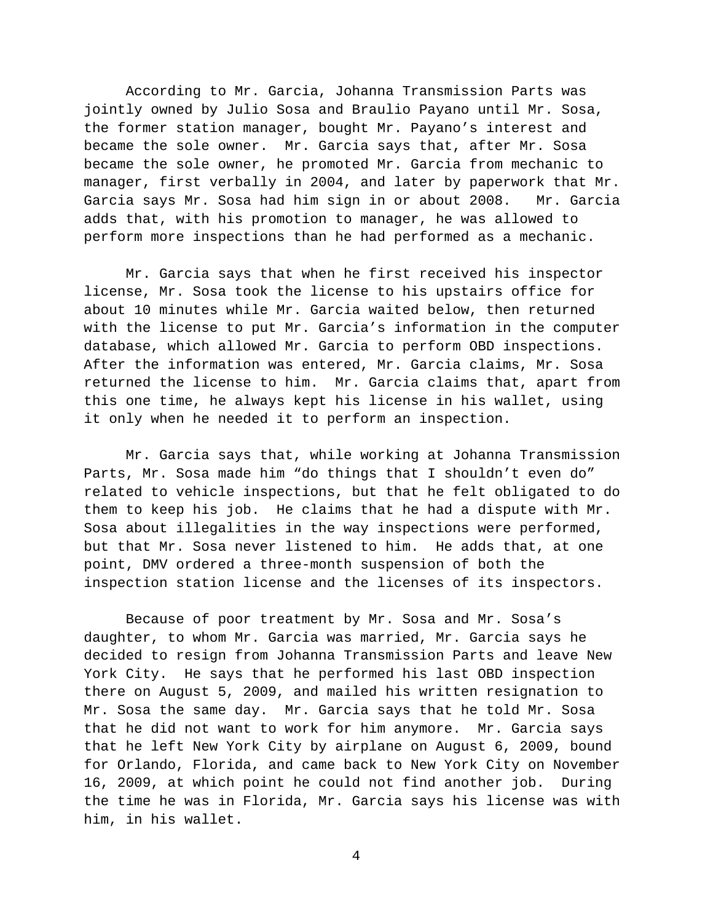According to Mr. Garcia, Johanna Transmission Parts was jointly owned by Julio Sosa and Braulio Payano until Mr. Sosa, the former station manager, bought Mr. Payano's interest and became the sole owner. Mr. Garcia says that, after Mr. Sosa became the sole owner, he promoted Mr. Garcia from mechanic to manager, first verbally in 2004, and later by paperwork that Mr. Garcia says Mr. Sosa had him sign in or about 2008. Mr. Garcia adds that, with his promotion to manager, he was allowed to perform more inspections than he had performed as a mechanic.

Mr. Garcia says that when he first received his inspector license, Mr. Sosa took the license to his upstairs office for about 10 minutes while Mr. Garcia waited below, then returned with the license to put Mr. Garcia's information in the computer database, which allowed Mr. Garcia to perform OBD inspections. After the information was entered, Mr. Garcia claims, Mr. Sosa returned the license to him. Mr. Garcia claims that, apart from this one time, he always kept his license in his wallet, using it only when he needed it to perform an inspection.

Mr. Garcia says that, while working at Johanna Transmission Parts, Mr. Sosa made him "do things that I shouldn't even do" related to vehicle inspections, but that he felt obligated to do them to keep his job. He claims that he had a dispute with Mr. Sosa about illegalities in the way inspections were performed, but that Mr. Sosa never listened to him. He adds that, at one point, DMV ordered a three-month suspension of both the inspection station license and the licenses of its inspectors.

Because of poor treatment by Mr. Sosa and Mr. Sosa's daughter, to whom Mr. Garcia was married, Mr. Garcia says he decided to resign from Johanna Transmission Parts and leave New York City. He says that he performed his last OBD inspection there on August 5, 2009, and mailed his written resignation to Mr. Sosa the same day. Mr. Garcia says that he told Mr. Sosa that he did not want to work for him anymore. Mr. Garcia says that he left New York City by airplane on August 6, 2009, bound for Orlando, Florida, and came back to New York City on November 16, 2009, at which point he could not find another job. During the time he was in Florida, Mr. Garcia says his license was with him, in his wallet.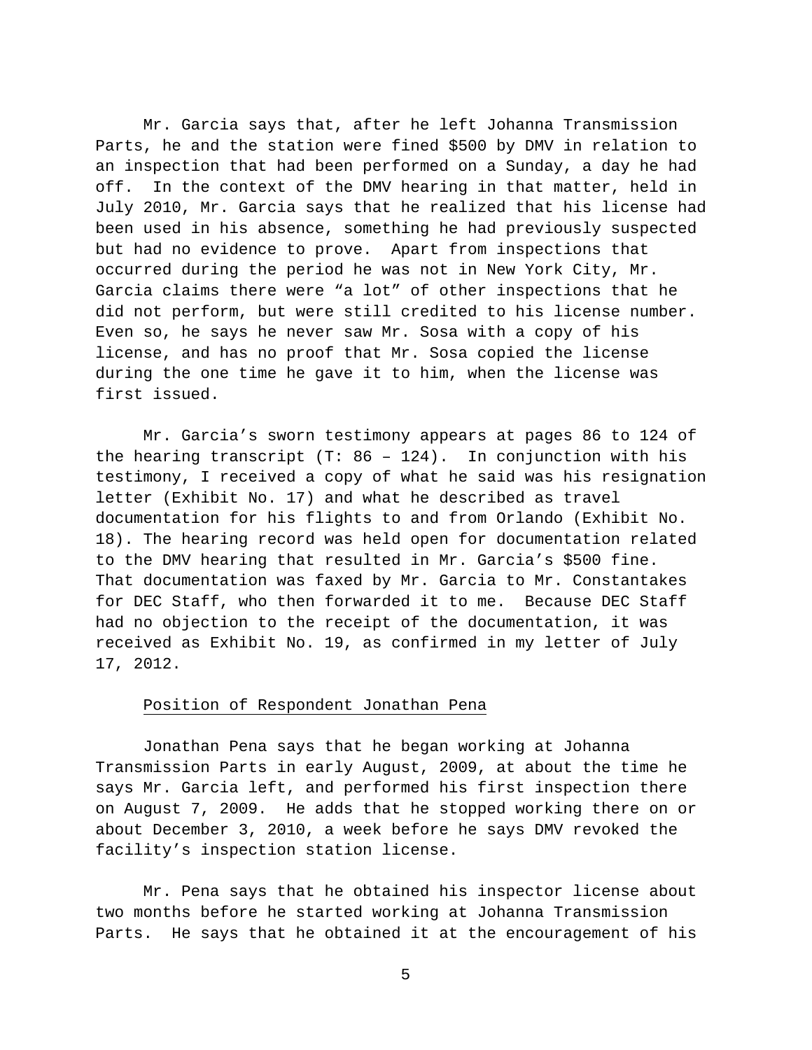Mr. Garcia says that, after he left Johanna Transmission Parts, he and the station were fined $500 by DMV in relation to an inspection that had been performed on a Sunday, a day he had off. In the context of the DMV hearing in that matter, held in July 2010, Mr. Garcia says that he realized that his license had been used in his absence, something he had previously suspected but had no evidence to prove. Apart from inspections that occurred during the period he was not in New York City, Mr. Garcia claims there were "a lot" of other inspections that he did not perform, but were still credited to his license number. Even so, he says he never saw Mr. Sosa with a copy of his license, and has no proof that Mr. Sosa copied the license during the one time he gave it to him, when the license was first issued.

Mr. Garcia's sworn testimony appears at pages 86 to 124 of the hearing transcript (T: 86 – 124). In conjunction with his testimony, I received a copy of what he said was his resignation letter (Exhibit No. 17) and what he described as travel documentation for his flights to and from Orlando (Exhibit No. 18). The hearing record was held open for documentation related to the DMV hearing that resulted in Mr. Garcia's $500 fine. That documentation was faxed by Mr. Garcia to Mr. Constantakes for DEC Staff, who then forwarded it to me. Because DEC Staff had no objection to the receipt of the documentation, it was received as Exhibit No. 19, as confirmed in my letter of July 17, 2012.

<u>Position of Respondent Jonathan Pena</u>

Jonathan Pena says that he began working at Johanna Transmission Parts in early August, 2009, at about the time he says Mr. Garcia left, and performed his first inspection there on August 7, 2009. He adds that he stopped working there on or about December 3, 2010, a week before he says DMV revoked the facility's inspection station license.

Mr. Pena says that he obtained his inspector license about two months before he started working at Johanna Transmission Parts. He says that he obtained it at the encouragement of his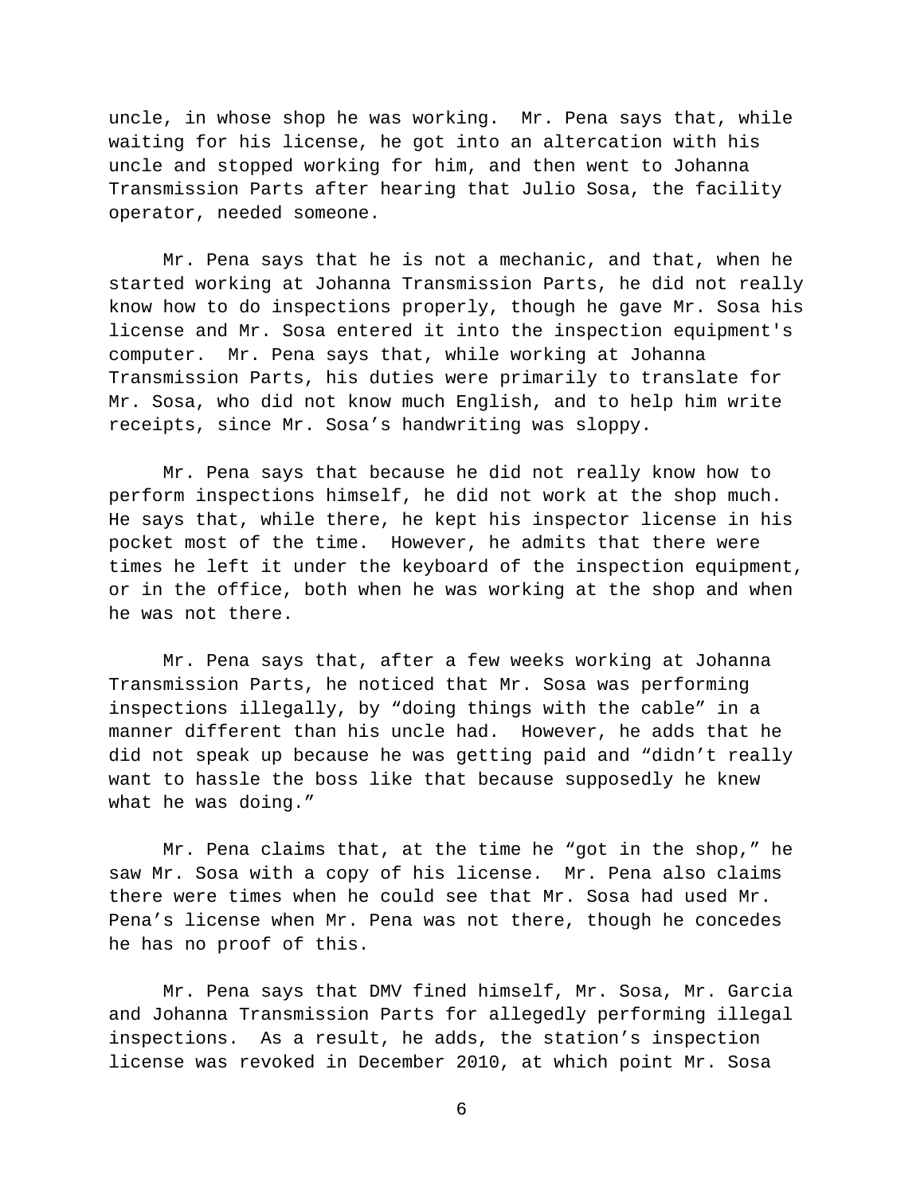uncle, in whose shop he was working. Mr. Pena says that, while waiting for his license, he got into an altercation with his uncle and stopped working for him, and then went to Johanna Transmission Parts after hearing that Julio Sosa, the facility operator, needed someone.

Mr. Pena says that he is not a mechanic, and that, when he started working at Johanna Transmission Parts, he did not really know how to do inspections properly, though he gave Mr. Sosa his license and Mr. Sosa entered it into the inspection equipment's computer. Mr. Pena says that, while working at Johanna Transmission Parts, his duties were primarily to translate for Mr. Sosa, who did not know much English, and to help him write receipts, since Mr. Sosa's handwriting was sloppy.

Mr. Pena says that because he did not really know how to perform inspections himself, he did not work at the shop much. He says that, while there, he kept his inspector license in his pocket most of the time. However, he admits that there were times he left it under the keyboard of the inspection equipment, or in the office, both when he was working at the shop and when he was not there.

Mr. Pena says that, after a few weeks working at Johanna Transmission Parts, he noticed that Mr. Sosa was performing inspections illegally, by "doing things with the cable" in a manner different than his uncle had. However, he adds that he did not speak up because he was getting paid and "didn't really want to hassle the boss like that because supposedly he knew what he was doing."

Mr. Pena claims that, at the time he "got in the shop," he saw Mr. Sosa with a copy of his license. Mr. Pena also claims there were times when he could see that Mr. Sosa had used Mr. Pena's license when Mr. Pena was not there, though he concedes he has no proof of this.

Mr. Pena says that DMV fined himself, Mr. Sosa, Mr. Garcia and Johanna Transmission Parts for allegedly performing illegal inspections. As a result, he adds, the station's inspection license was revoked in December 2010, at which point Mr. Sosa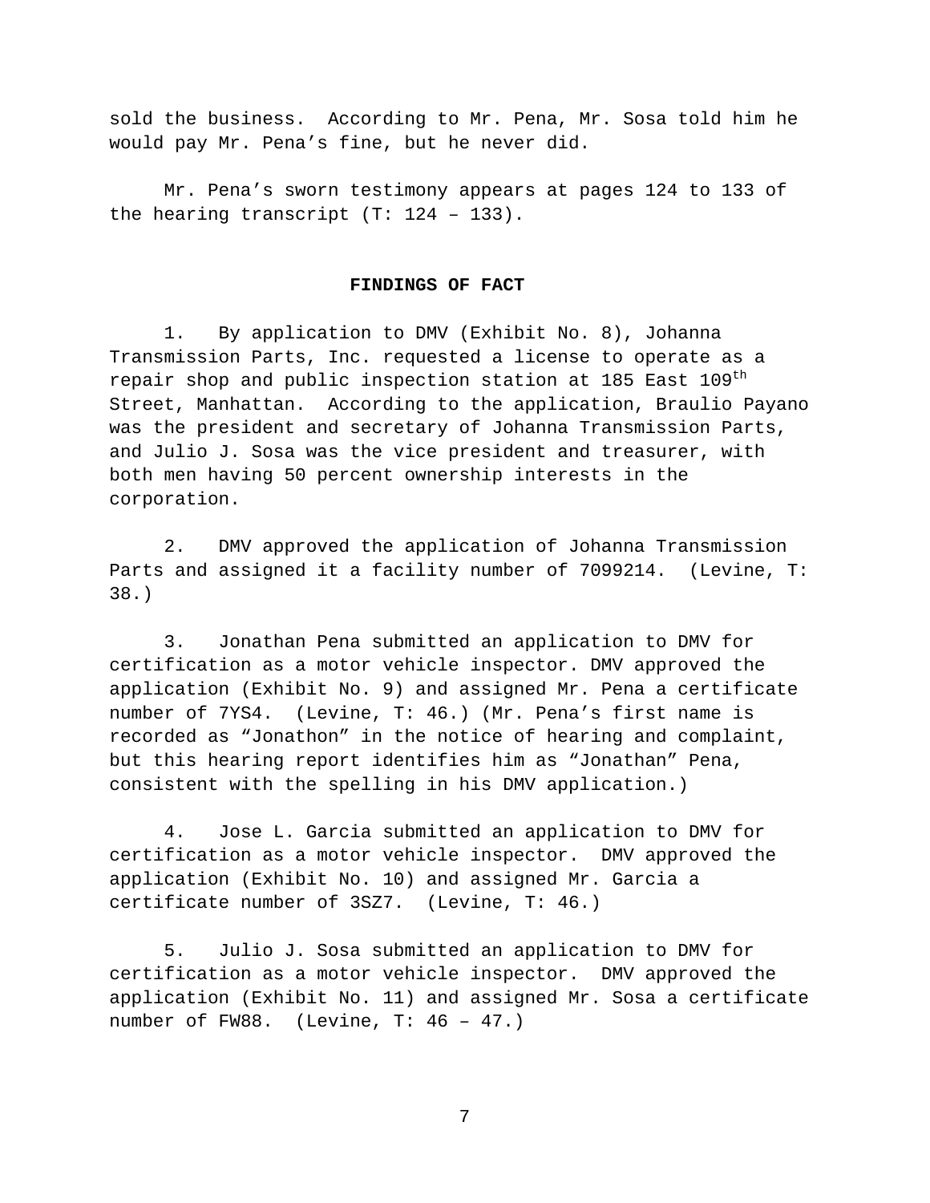sold the business. According to Mr. Pena, Mr. Sosa told him he would pay Mr. Pena's fine, but he never did.

Mr. Pena's sworn testimony appears at pages 124 to 133 of the hearing transcript (T: 124 – 133).

## FINDINGS OF FACT

1. By application to DMV (Exhibit No. 8), Johanna Transmission Parts, Inc. requested a license to operate as a repair shop and public inspection station at 185 East 109th Street, Manhattan. According to the application, Braulio Payano was the president and secretary of Johanna Transmission Parts, and Julio J. Sosa was the vice president and treasurer, with both men having 50 percent ownership interests in the corporation.

2. DMV approved the application of Johanna Transmission Parts and assigned it a facility number of 7099214. (Levine, T: 38.)

3. Jonathan Pena submitted an application to DMV for certification as a motor vehicle inspector. DMV approved the application (Exhibit No. 9) and assigned Mr. Pena a certificate number of 7YS4. (Levine, T: 46.) (Mr. Pena's first name is recorded as "Jonathon" in the notice of hearing and complaint, but this hearing report identifies him as "Jonathan" Pena, consistent with the spelling in his DMV application.)

4. Jose L. Garcia submitted an application to DMV for certification as a motor vehicle inspector. DMV approved the application (Exhibit No. 10) and assigned Mr. Garcia a certificate number of 3SZ7. (Levine, T: 46.)

5. Julio J. Sosa submitted an application to DMV for certification as a motor vehicle inspector. DMV approved the application (Exhibit No. 11) and assigned Mr. Sosa a certificate number of FW88. (Levine, T: 46 – 47.)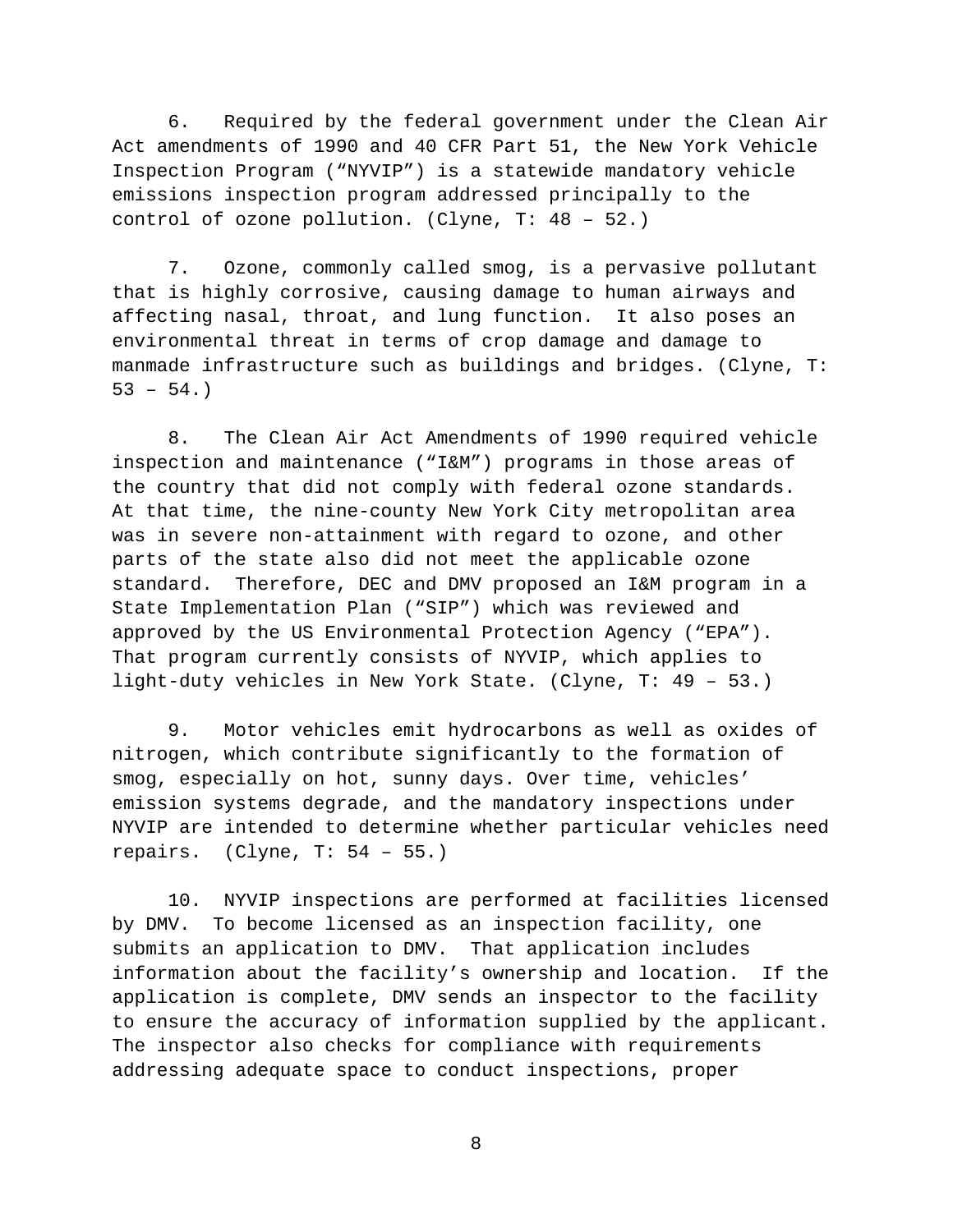6. Required by the federal government under the Clean Air Act amendments of 1990 and 40 CFR Part 51, the New York Vehicle Inspection Program ("NYVIP") is a statewide mandatory vehicle emissions inspection program addressed principally to the control of ozone pollution. (Clyne, T: 48 – 52.)

7. Ozone, commonly called smog, is a pervasive pollutant that is highly corrosive, causing damage to human airways and affecting nasal, throat, and lung function. It also poses an environmental threat in terms of crop damage and damage to manmade infrastructure such as buildings and bridges. (Clyne, T: 53 – 54.)

8. The Clean Air Act Amendments of 1990 required vehicle inspection and maintenance ("I&M") programs in those areas of the country that did not comply with federal ozone standards. At that time, the nine-county New York City metropolitan area was in severe non-attainment with regard to ozone, and other parts of the state also did not meet the applicable ozone standard. Therefore, DEC and DMV proposed an I&M program in a State Implementation Plan ("SIP") which was reviewed and approved by the US Environmental Protection Agency ("EPA"). That program currently consists of NYVIP, which applies to light-duty vehicles in New York State. (Clyne, T: 49 – 53.)

9. Motor vehicles emit hydrocarbons as well as oxides of nitrogen, which contribute significantly to the formation of smog, especially on hot, sunny days. Over time, vehicles' emission systems degrade, and the mandatory inspections under NYVIP are intended to determine whether particular vehicles need repairs. (Clyne, T: 54 – 55.)

10. NYVIP inspections are performed at facilities licensed by DMV. To become licensed as an inspection facility, one submits an application to DMV. That application includes information about the facility's ownership and location. If the application is complete, DMV sends an inspector to the facility to ensure the accuracy of information supplied by the applicant. The inspector also checks for compliance with requirements addressing adequate space to conduct inspections, proper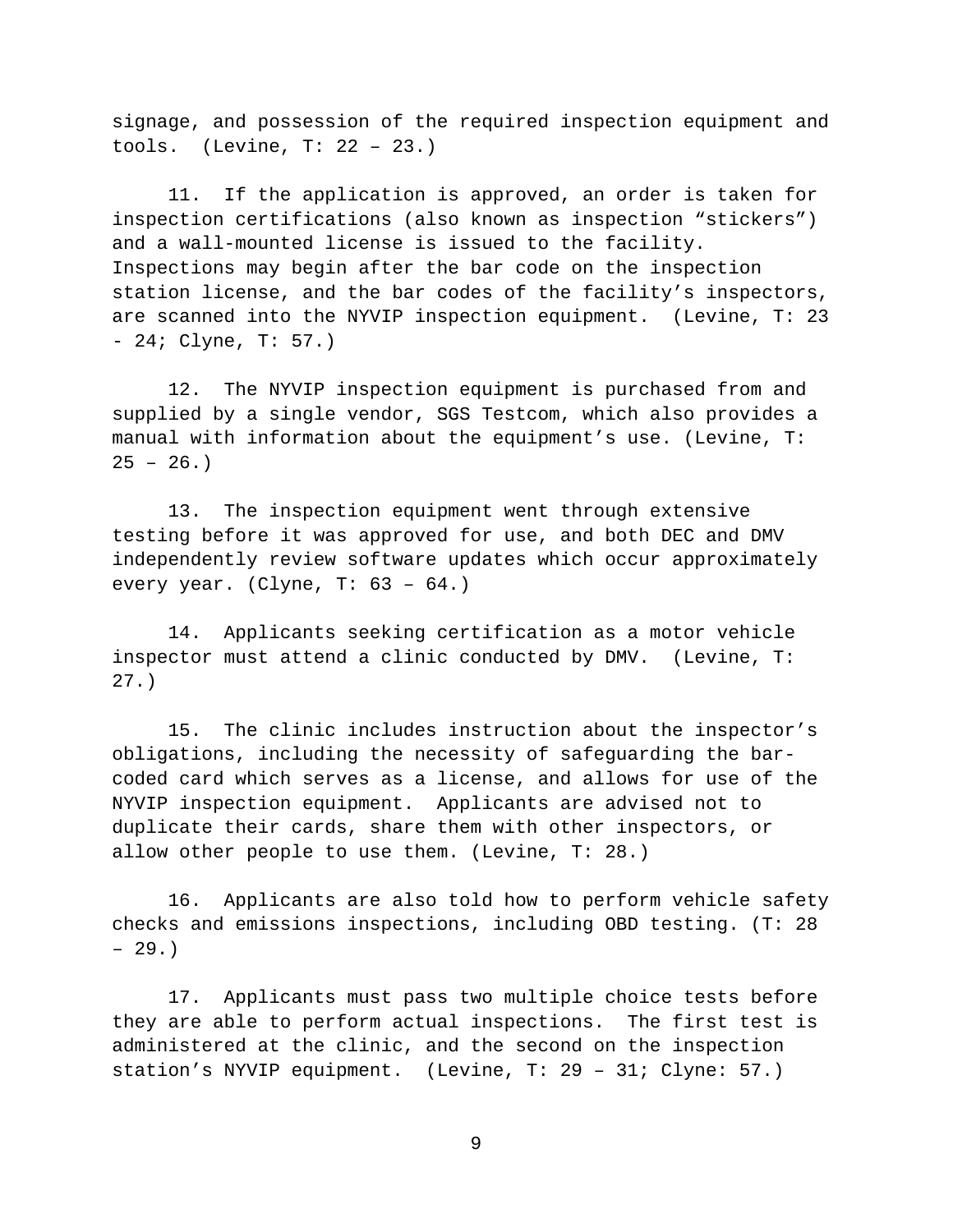signage, and possession of the required inspection equipment and tools. (Levine, T: 22 – 23.)

11. If the application is approved, an order is taken for inspection certifications (also known as inspection “stickers”) and a wall-mounted license is issued to the facility. Inspections may begin after the bar code on the inspection station license, and the bar codes of the facility’s inspectors, are scanned into the NYVIP inspection equipment. (Levine, T: 23 - 24; Clyne, T: 57.)

12. The NYVIP inspection equipment is purchased from and supplied by a single vendor, SGS Testcom, which also provides a manual with information about the equipment’s use. (Levine, T: 25 – 26.)

13. The inspection equipment went through extensive testing before it was approved for use, and both DEC and DMV independently review software updates which occur approximately every year. (Clyne, T: 63 – 64.)

14. Applicants seeking certification as a motor vehicle inspector must attend a clinic conducted by DMV. (Levine, T: 27.)

15. The clinic includes instruction about the inspector’s obligations, including the necessity of safeguarding the bar-coded card which serves as a license, and allows for use of the NYVIP inspection equipment. Applicants are advised not to duplicate their cards, share them with other inspectors, or allow other people to use them. (Levine, T: 28.)

16. Applicants are also told how to perform vehicle safety checks and emissions inspections, including OBD testing. (T: 28 – 29.)

17. Applicants must pass two multiple choice tests before they are able to perform actual inspections. The first test is administered at the clinic, and the second on the inspection station’s NYVIP equipment. (Levine, T: 29 – 31; Clyne: 57.)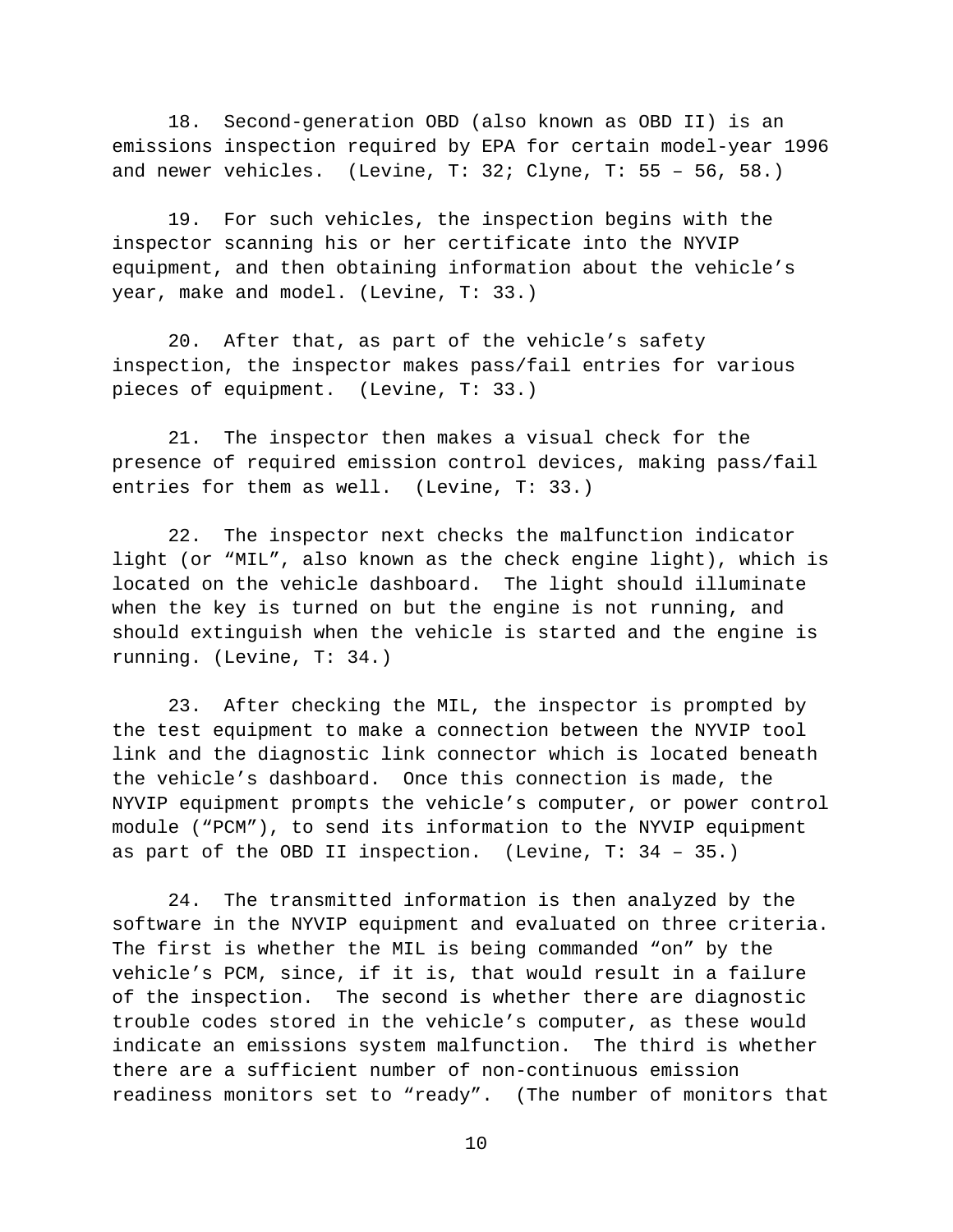18. Second-generation OBD (also known as OBD II) is an emissions inspection required by EPA for certain model-year 1996 and newer vehicles. (Levine, T: 32; Clyne, T: 55 – 56, 58.)

19. For such vehicles, the inspection begins with the inspector scanning his or her certificate into the NYVIP equipment, and then obtaining information about the vehicle's year, make and model. (Levine, T: 33.)

20. After that, as part of the vehicle's safety inspection, the inspector makes pass/fail entries for various pieces of equipment. (Levine, T: 33.)

21. The inspector then makes a visual check for the presence of required emission control devices, making pass/fail entries for them as well. (Levine, T: 33.)

22. The inspector next checks the malfunction indicator light (or "MIL", also known as the check engine light), which is located on the vehicle dashboard. The light should illuminate when the key is turned on but the engine is not running, and should extinguish when the vehicle is started and the engine is running. (Levine, T: 34.)

23. After checking the MIL, the inspector is prompted by the test equipment to make a connection between the NYVIP tool link and the diagnostic link connector which is located beneath the vehicle's dashboard. Once this connection is made, the NYVIP equipment prompts the vehicle's computer, or power control module ("PCM"), to send its information to the NYVIP equipment as part of the OBD II inspection. (Levine, T: 34 – 35.)

24. The transmitted information is then analyzed by the software in the NYVIP equipment and evaluated on three criteria. The first is whether the MIL is being commanded "on" by the vehicle's PCM, since, if it is, that would result in a failure of the inspection. The second is whether there are diagnostic trouble codes stored in the vehicle's computer, as these would indicate an emissions system malfunction. The third is whether there are a sufficient number of non-continuous emission readiness monitors set to "ready". (The number of monitors that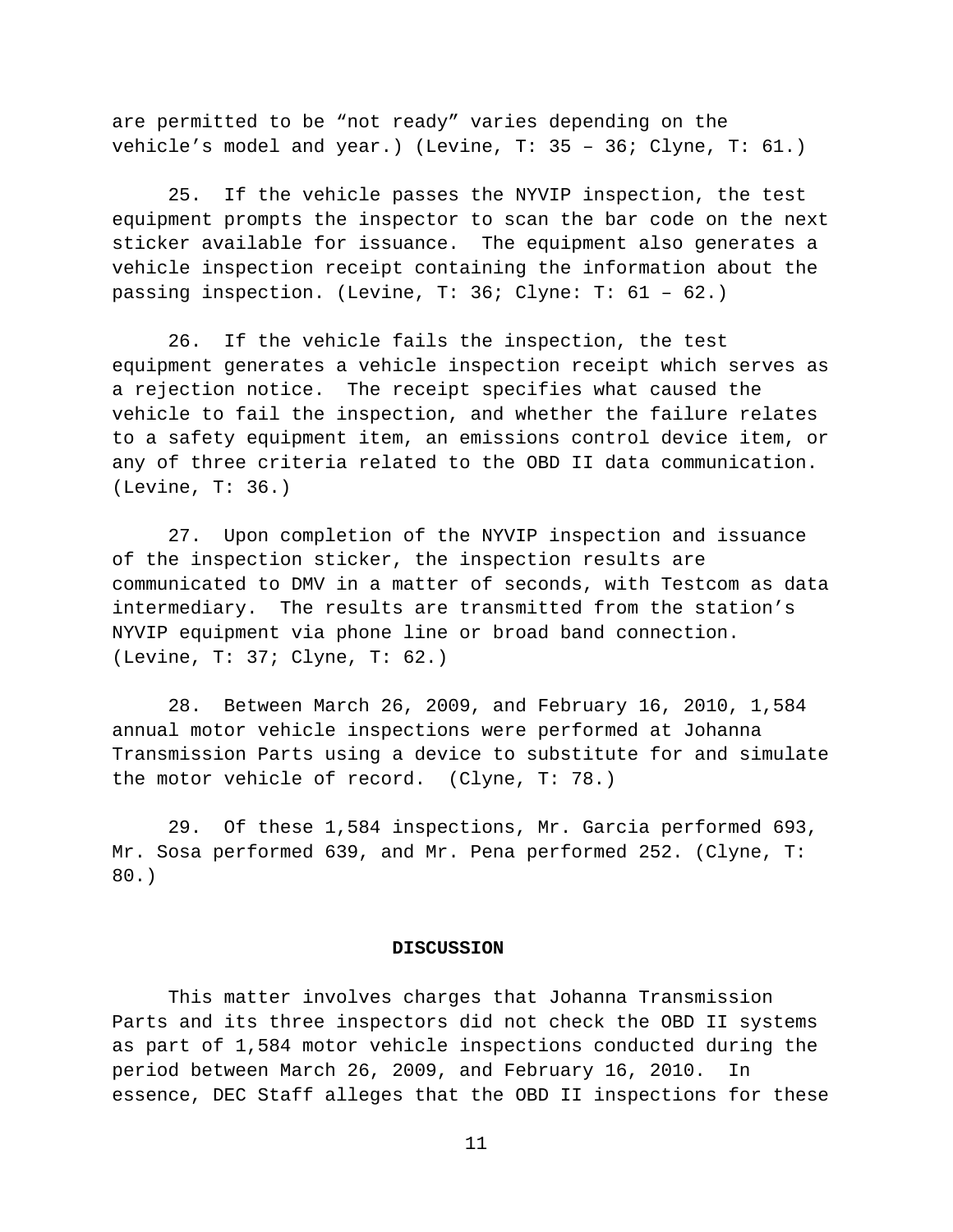are permitted to be "not ready" varies depending on the vehicle's model and year.) (Levine, T: 35 – 36; Clyne, T: 61.)

25. If the vehicle passes the NYVIP inspection, the test equipment prompts the inspector to scan the bar code on the next sticker available for issuance. The equipment also generates a vehicle inspection receipt containing the information about the passing inspection. (Levine, T: 36; Clyne: T: 61 – 62.)

26. If the vehicle fails the inspection, the test equipment generates a vehicle inspection receipt which serves as a rejection notice. The receipt specifies what caused the vehicle to fail the inspection, and whether the failure relates to a safety equipment item, an emissions control device item, or any of three criteria related to the OBD II data communication. (Levine, T: 36.)

27. Upon completion of the NYVIP inspection and issuance of the inspection sticker, the inspection results are communicated to DMV in a matter of seconds, with Testcom as data intermediary. The results are transmitted from the station's NYVIP equipment via phone line or broad band connection. (Levine, T: 37; Clyne, T: 62.)

28. Between March 26, 2009, and February 16, 2010, 1,584 annual motor vehicle inspections were performed at Johanna Transmission Parts using a device to substitute for and simulate the motor vehicle of record. (Clyne, T: 78.)

29. Of these 1,584 inspections, Mr. Garcia performed 693, Mr. Sosa performed 639, and Mr. Pena performed 252. (Clyne, T: 80.)

## DISCUSSION

This matter involves charges that Johanna Transmission Parts and its three inspectors did not check the OBD II systems as part of 1,584 motor vehicle inspections conducted during the period between March 26, 2009, and February 16, 2010. In essence, DEC Staff alleges that the OBD II inspections for these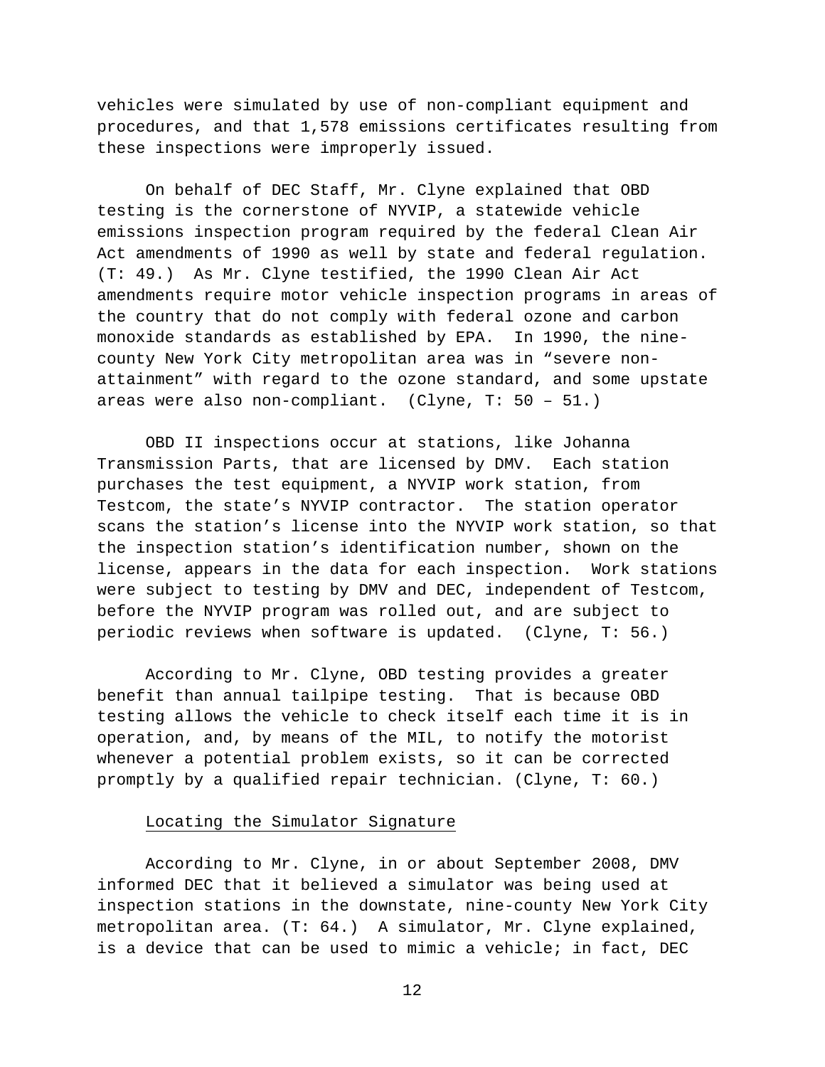vehicles were simulated by use of non-compliant equipment and procedures, and that 1,578 emissions certificates resulting from these inspections were improperly issued.

On behalf of DEC Staff, Mr. Clyne explained that OBD testing is the cornerstone of NYVIP, a statewide vehicle emissions inspection program required by the federal Clean Air Act amendments of 1990 as well by state and federal regulation. (T: 49.) As Mr. Clyne testified, the 1990 Clean Air Act amendments require motor vehicle inspection programs in areas of the country that do not comply with federal ozone and carbon monoxide standards as established by EPA. In 1990, the nine-county New York City metropolitan area was in "severe non-attainment" with regard to the ozone standard, and some upstate areas were also non-compliant. (Clyne, T: 50 – 51.)

OBD II inspections occur at stations, like Johanna Transmission Parts, that are licensed by DMV. Each station purchases the test equipment, a NYVIP work station, from Testcom, the state's NYVIP contractor. The station operator scans the station's license into the NYVIP work station, so that the inspection station's identification number, shown on the license, appears in the data for each inspection. Work stations were subject to testing by DMV and DEC, independent of Testcom, before the NYVIP program was rolled out, and are subject to periodic reviews when software is updated. (Clyne, T: 56.)

According to Mr. Clyne, OBD testing provides a greater benefit than annual tailpipe testing. That is because OBD testing allows the vehicle to check itself each time it is in operation, and, by means of the MIL, to notify the motorist whenever a potential problem exists, so it can be corrected promptly by a qualified repair technician. (Clyne, T: 60.)

<u>Locating the Simulator Signature</u>

According to Mr. Clyne, in or about September 2008, DMV informed DEC that it believed a simulator was being used at inspection stations in the downstate, nine-county New York City metropolitan area. (T: 64.) A simulator, Mr. Clyne explained, is a device that can be used to mimic a vehicle; in fact, DEC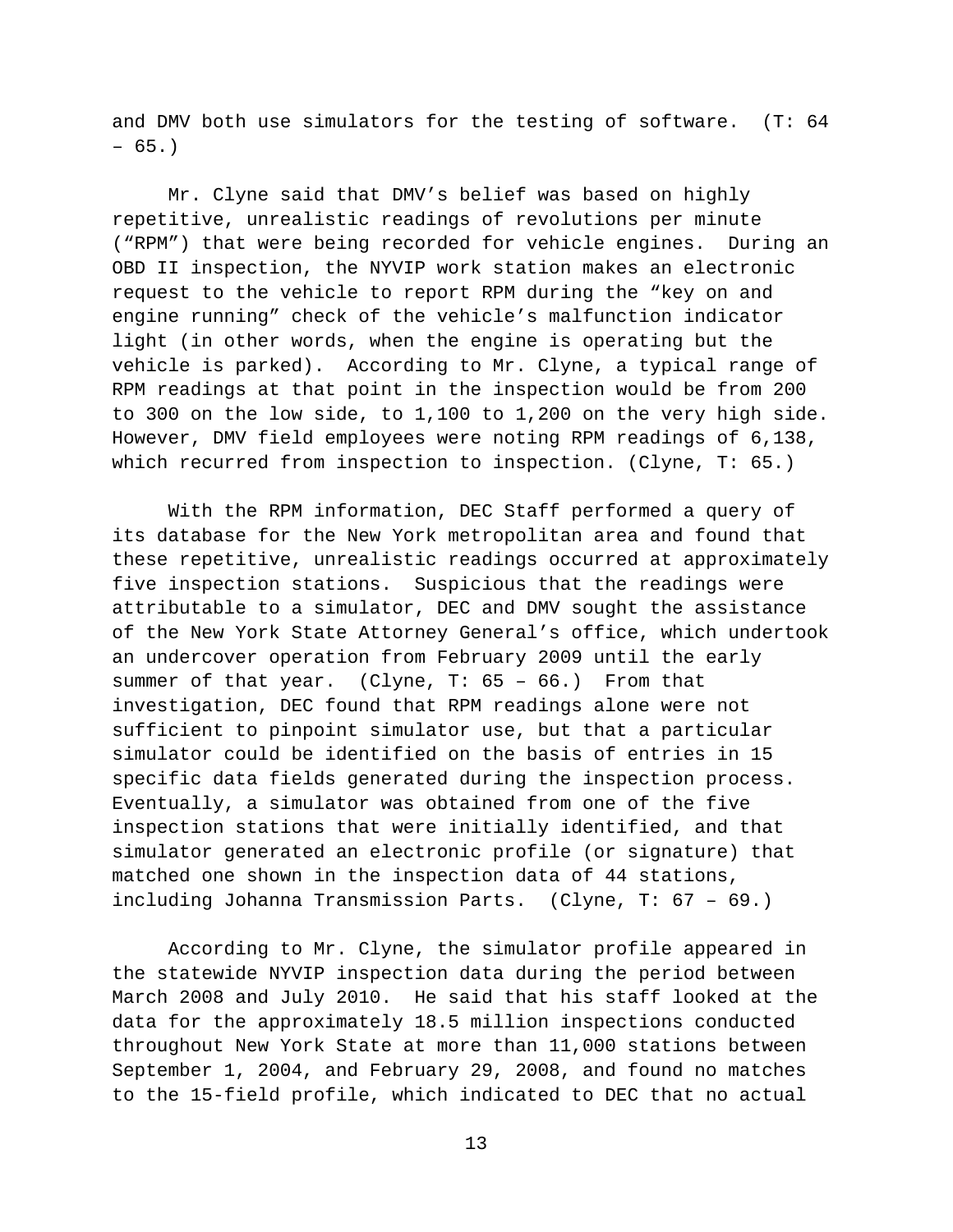and DMV both use simulators for the testing of software. (T: 64 – 65.)

Mr. Clyne said that DMV's belief was based on highly repetitive, unrealistic readings of revolutions per minute ("RPM") that were being recorded for vehicle engines. During an OBD II inspection, the NYVIP work station makes an electronic request to the vehicle to report RPM during the "key on and engine running" check of the vehicle's malfunction indicator light (in other words, when the engine is operating but the vehicle is parked). According to Mr. Clyne, a typical range of RPM readings at that point in the inspection would be from 200 to 300 on the low side, to 1,100 to 1,200 on the very high side. However, DMV field employees were noting RPM readings of 6,138, which recurred from inspection to inspection. (Clyne, T: 65.)

With the RPM information, DEC Staff performed a query of its database for the New York metropolitan area and found that these repetitive, unrealistic readings occurred at approximately five inspection stations. Suspicious that the readings were attributable to a simulator, DEC and DMV sought the assistance of the New York State Attorney General's office, which undertook an undercover operation from February 2009 until the early summer of that year. (Clyne, T: 65 – 66.) From that investigation, DEC found that RPM readings alone were not sufficient to pinpoint simulator use, but that a particular simulator could be identified on the basis of entries in 15 specific data fields generated during the inspection process. Eventually, a simulator was obtained from one of the five inspection stations that were initially identified, and that simulator generated an electronic profile (or signature) that matched one shown in the inspection data of 44 stations, including Johanna Transmission Parts. (Clyne, T: 67 – 69.)

According to Mr. Clyne, the simulator profile appeared in the statewide NYVIP inspection data during the period between March 2008 and July 2010. He said that his staff looked at the data for the approximately 18.5 million inspections conducted throughout New York State at more than 11,000 stations between September 1, 2004, and February 29, 2008, and found no matches to the 15-field profile, which indicated to DEC that no actual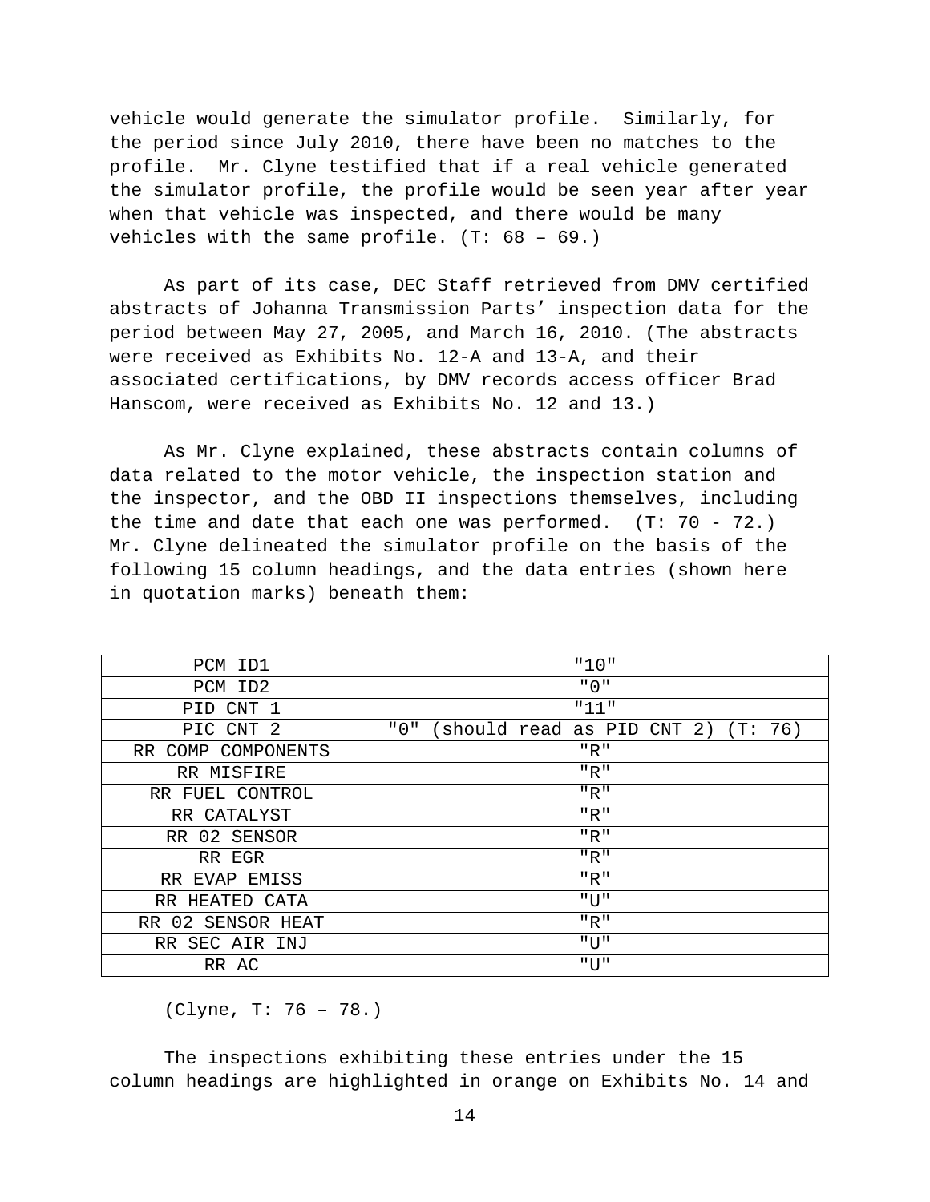vehicle would generate the simulator profile. Similarly, for the period since July 2010, there have been no matches to the profile. Mr. Clyne testified that if a real vehicle generated the simulator profile, the profile would be seen year after year when that vehicle was inspected, and there would be many vehicles with the same profile. (T: 68 – 69.)

As part of its case, DEC Staff retrieved from DMV certified abstracts of Johanna Transmission Parts' inspection data for the period between May 27, 2005, and March 16, 2010. (The abstracts were received as Exhibits No. 12-A and 13-A, and their associated certifications, by DMV records access officer Brad Hanscom, were received as Exhibits No. 12 and 13.)

As Mr. Clyne explained, these abstracts contain columns of data related to the motor vehicle, the inspection station and the inspector, and the OBD II inspections themselves, including the time and date that each one was performed. (T: 70 - 72.) Mr. Clyne delineated the simulator profile on the basis of the following 15 column headings, and the data entries (shown here in quotation marks) beneath them:

| | |
|---|---|
| PCM ID1 | "10" |
| PCM ID2 | "0" |
| PID CNT 1 | "11" |
| PIC CNT 2 | "0" (should read as PID CNT 2) (T: 76) |
| RR COMP COMPONENTS | "R" |
| RR MISFIRE | "R" |
| RR FUEL CONTROL | "R" |
| RR CATALYST | "R" |
| RR 02 SENSOR | "R" |
| RR EGR | "R" |
| RR EVAP EMISS | "R" |
| RR HEATED CATA | "U" |
| RR 02 SENSOR HEAT | "R" |
| RR SEC AIR INJ | "U" |
| RR AC | "U" |

(Clyne, T: 76 – 78.)

The inspections exhibiting these entries under the 15 column headings are highlighted in orange on Exhibits No. 14 and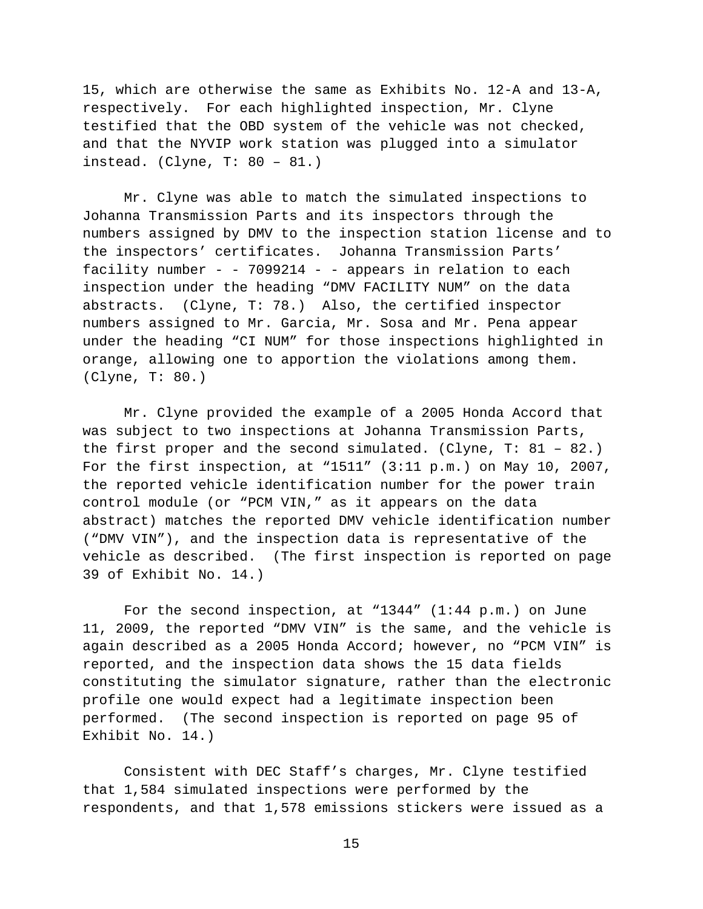15, which are otherwise the same as Exhibits No. 12-A and 13-A, respectively. For each highlighted inspection, Mr. Clyne testified that the OBD system of the vehicle was not checked, and that the NYVIP work station was plugged into a simulator instead. (Clyne, T: 80 – 81.)

Mr. Clyne was able to match the simulated inspections to Johanna Transmission Parts and its inspectors through the numbers assigned by DMV to the inspection station license and to the inspectors' certificates. Johanna Transmission Parts' facility number - - 7099214 - - appears in relation to each inspection under the heading "DMV FACILITY NUM" on the data abstracts. (Clyne, T: 78.) Also, the certified inspector numbers assigned to Mr. Garcia, Mr. Sosa and Mr. Pena appear under the heading "CI NUM" for those inspections highlighted in orange, allowing one to apportion the violations among them. (Clyne, T: 80.)

Mr. Clyne provided the example of a 2005 Honda Accord that was subject to two inspections at Johanna Transmission Parts, the first proper and the second simulated. (Clyne, T: 81 – 82.) For the first inspection, at "1511" (3:11 p.m.) on May 10, 2007, the reported vehicle identification number for the power train control module (or "PCM VIN," as it appears on the data abstract) matches the reported DMV vehicle identification number ("DMV VIN"), and the inspection data is representative of the vehicle as described. (The first inspection is reported on page 39 of Exhibit No. 14.)

For the second inspection, at "1344" (1:44 p.m.) on June 11, 2009, the reported "DMV VIN" is the same, and the vehicle is again described as a 2005 Honda Accord; however, no "PCM VIN" is reported, and the inspection data shows the 15 data fields constituting the simulator signature, rather than the electronic profile one would expect had a legitimate inspection been performed. (The second inspection is reported on page 95 of Exhibit No. 14.)

Consistent with DEC Staff's charges, Mr. Clyne testified that 1,584 simulated inspections were performed by the respondents, and that 1,578 emissions stickers were issued as a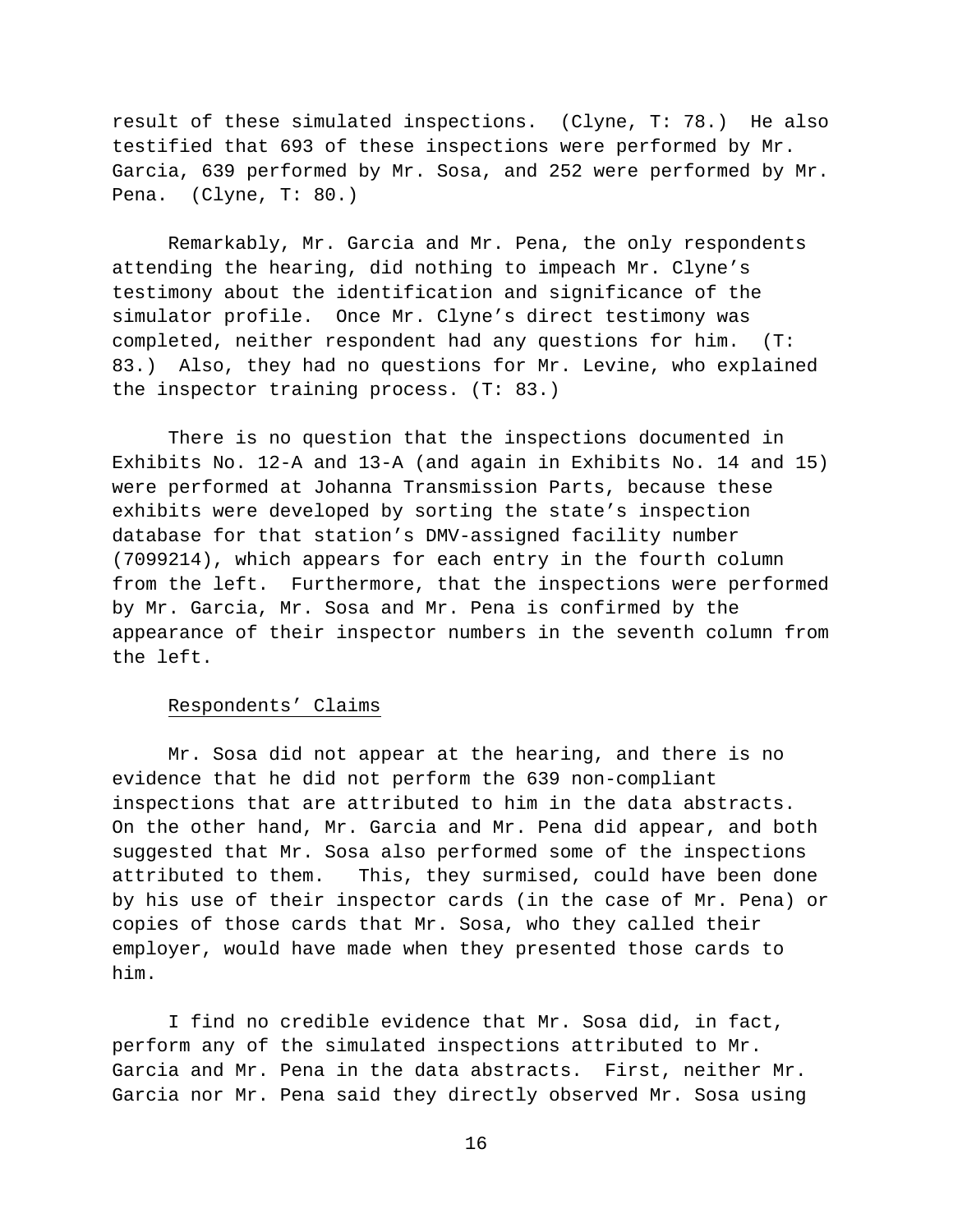result of these simulated inspections. (Clyne, T: 78.) He also testified that 693 of these inspections were performed by Mr. Garcia, 639 performed by Mr. Sosa, and 252 were performed by Mr. Pena. (Clyne, T: 80.)

Remarkably, Mr. Garcia and Mr. Pena, the only respondents attending the hearing, did nothing to impeach Mr. Clyne's testimony about the identification and significance of the simulator profile. Once Mr. Clyne's direct testimony was completed, neither respondent had any questions for him. (T: 83.) Also, they had no questions for Mr. Levine, who explained the inspector training process. (T: 83.)

There is no question that the inspections documented in Exhibits No. 12-A and 13-A (and again in Exhibits No. 14 and 15) were performed at Johanna Transmission Parts, because these exhibits were developed by sorting the state's inspection database for that station's DMV-assigned facility number (7099214), which appears for each entry in the fourth column from the left. Furthermore, that the inspections were performed by Mr. Garcia, Mr. Sosa and Mr. Pena is confirmed by the appearance of their inspector numbers in the seventh column from the left.

<u>Respondents' Claims</u>

Mr. Sosa did not appear at the hearing, and there is no evidence that he did not perform the 639 non-compliant inspections that are attributed to him in the data abstracts. On the other hand, Mr. Garcia and Mr. Pena did appear, and both suggested that Mr. Sosa also performed some of the inspections attributed to them. This, they surmised, could have been done by his use of their inspector cards (in the case of Mr. Pena) or copies of those cards that Mr. Sosa, who they called their employer, would have made when they presented those cards to him.

I find no credible evidence that Mr. Sosa did, in fact, perform any of the simulated inspections attributed to Mr. Garcia and Mr. Pena in the data abstracts. First, neither Mr. Garcia nor Mr. Pena said they directly observed Mr. Sosa using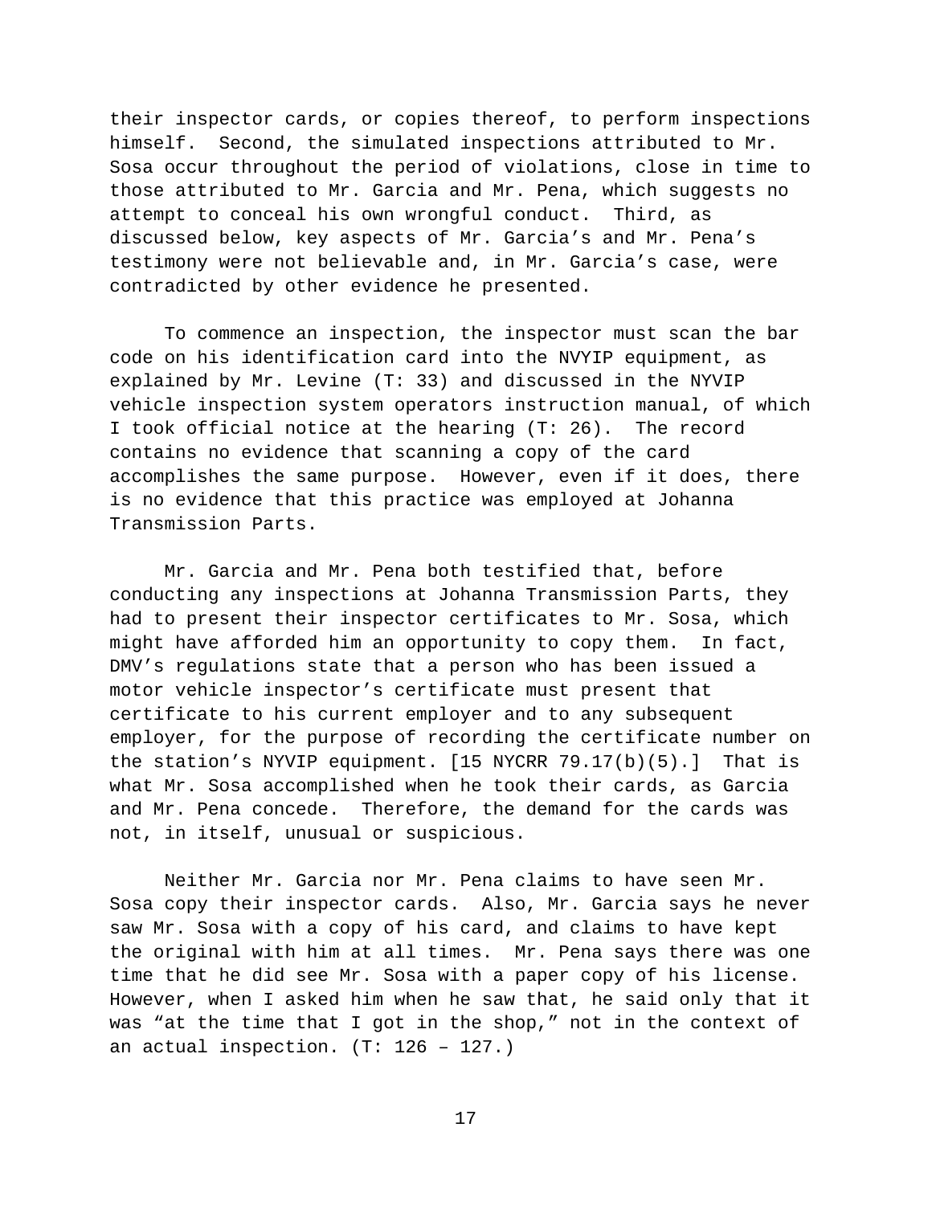their inspector cards, or copies thereof, to perform inspections himself. Second, the simulated inspections attributed to Mr. Sosa occur throughout the period of violations, close in time to those attributed to Mr. Garcia and Mr. Pena, which suggests no attempt to conceal his own wrongful conduct. Third, as discussed below, key aspects of Mr. Garcia's and Mr. Pena's testimony were not believable and, in Mr. Garcia's case, were contradicted by other evidence he presented.

To commence an inspection, the inspector must scan the bar code on his identification card into the NVYIP equipment, as explained by Mr. Levine (T: 33) and discussed in the NYVIP vehicle inspection system operators instruction manual, of which I took official notice at the hearing (T: 26). The record contains no evidence that scanning a copy of the card accomplishes the same purpose. However, even if it does, there is no evidence that this practice was employed at Johanna Transmission Parts.

Mr. Garcia and Mr. Pena both testified that, before conducting any inspections at Johanna Transmission Parts, they had to present their inspector certificates to Mr. Sosa, which might have afforded him an opportunity to copy them. In fact, DMV's regulations state that a person who has been issued a motor vehicle inspector's certificate must present that certificate to his current employer and to any subsequent employer, for the purpose of recording the certificate number on the station's NYVIP equipment. [15 NYCRR 79.17(b)(5).] That is what Mr. Sosa accomplished when he took their cards, as Garcia and Mr. Pena concede. Therefore, the demand for the cards was not, in itself, unusual or suspicious.

Neither Mr. Garcia nor Mr. Pena claims to have seen Mr. Sosa copy their inspector cards. Also, Mr. Garcia says he never saw Mr. Sosa with a copy of his card, and claims to have kept the original with him at all times. Mr. Pena says there was one time that he did see Mr. Sosa with a paper copy of his license. However, when I asked him when he saw that, he said only that it was "at the time that I got in the shop," not in the context of an actual inspection. (T: 126 – 127.)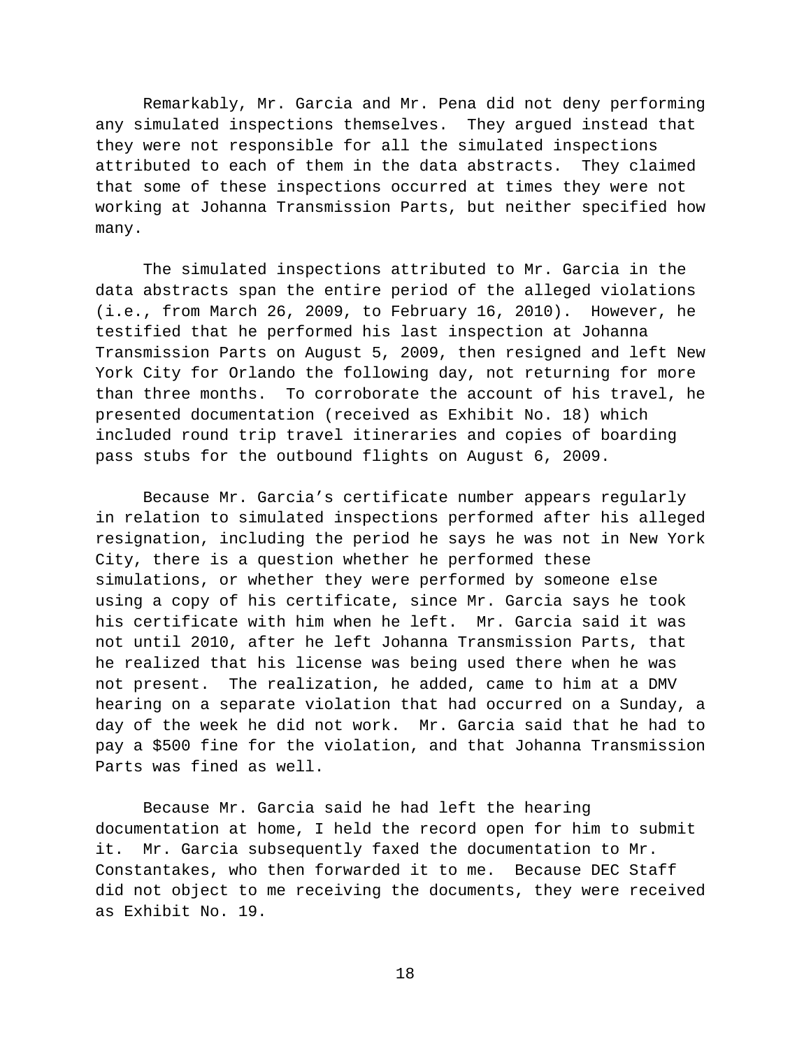Remarkably, Mr. Garcia and Mr. Pena did not deny performing any simulated inspections themselves. They argued instead that they were not responsible for all the simulated inspections attributed to each of them in the data abstracts. They claimed that some of these inspections occurred at times they were not working at Johanna Transmission Parts, but neither specified how many.

The simulated inspections attributed to Mr. Garcia in the data abstracts span the entire period of the alleged violations (i.e., from March 26, 2009, to February 16, 2010). However, he testified that he performed his last inspection at Johanna Transmission Parts on August 5, 2009, then resigned and left New York City for Orlando the following day, not returning for more than three months. To corroborate the account of his travel, he presented documentation (received as Exhibit No. 18) which included round trip travel itineraries and copies of boarding pass stubs for the outbound flights on August 6, 2009.

Because Mr. Garcia's certificate number appears regularly in relation to simulated inspections performed after his alleged resignation, including the period he says he was not in New York City, there is a question whether he performed these simulations, or whether they were performed by someone else using a copy of his certificate, since Mr. Garcia says he took his certificate with him when he left. Mr. Garcia said it was not until 2010, after he left Johanna Transmission Parts, that he realized that his license was being used there when he was not present. The realization, he added, came to him at a DMV hearing on a separate violation that had occurred on a Sunday, a day of the week he did not work. Mr. Garcia said that he had to pay a \$500 fine for the violation, and that Johanna Transmission Parts was fined as well.

Because Mr. Garcia said he had left the hearing documentation at home, I held the record open for him to submit it. Mr. Garcia subsequently faxed the documentation to Mr. Constantakes, who then forwarded it to me. Because DEC Staff did not object to me receiving the documents, they were received as Exhibit No. 19.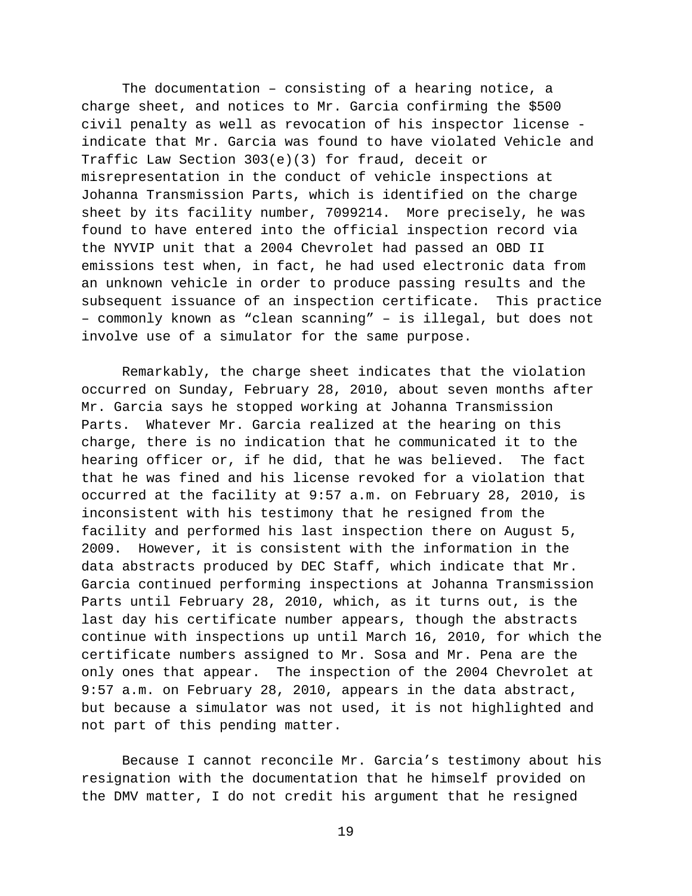The documentation – consisting of a hearing notice, a charge sheet, and notices to Mr. Garcia confirming the $500 civil penalty as well as revocation of his inspector license - indicate that Mr. Garcia was found to have violated Vehicle and Traffic Law Section 303(e)(3) for fraud, deceit or misrepresentation in the conduct of vehicle inspections at Johanna Transmission Parts, which is identified on the charge sheet by its facility number, 7099214. More precisely, he was found to have entered into the official inspection record via the NYVIP unit that a 2004 Chevrolet had passed an OBD II emissions test when, in fact, he had used electronic data from an unknown vehicle in order to produce passing results and the subsequent issuance of an inspection certificate. This practice – commonly known as "clean scanning" – is illegal, but does not involve use of a simulator for the same purpose.

Remarkably, the charge sheet indicates that the violation occurred on Sunday, February 28, 2010, about seven months after Mr. Garcia says he stopped working at Johanna Transmission Parts. Whatever Mr. Garcia realized at the hearing on this charge, there is no indication that he communicated it to the hearing officer or, if he did, that he was believed. The fact that he was fined and his license revoked for a violation that occurred at the facility at 9:57 a.m. on February 28, 2010, is inconsistent with his testimony that he resigned from the facility and performed his last inspection there on August 5, 2009. However, it is consistent with the information in the data abstracts produced by DEC Staff, which indicate that Mr. Garcia continued performing inspections at Johanna Transmission Parts until February 28, 2010, which, as it turns out, is the last day his certificate number appears, though the abstracts continue with inspections up until March 16, 2010, for which the certificate numbers assigned to Mr. Sosa and Mr. Pena are the only ones that appear. The inspection of the 2004 Chevrolet at 9:57 a.m. on February 28, 2010, appears in the data abstract, but because a simulator was not used, it is not highlighted and not part of this pending matter.

Because I cannot reconcile Mr. Garcia's testimony about his resignation with the documentation that he himself provided on the DMV matter, I do not credit his argument that he resigned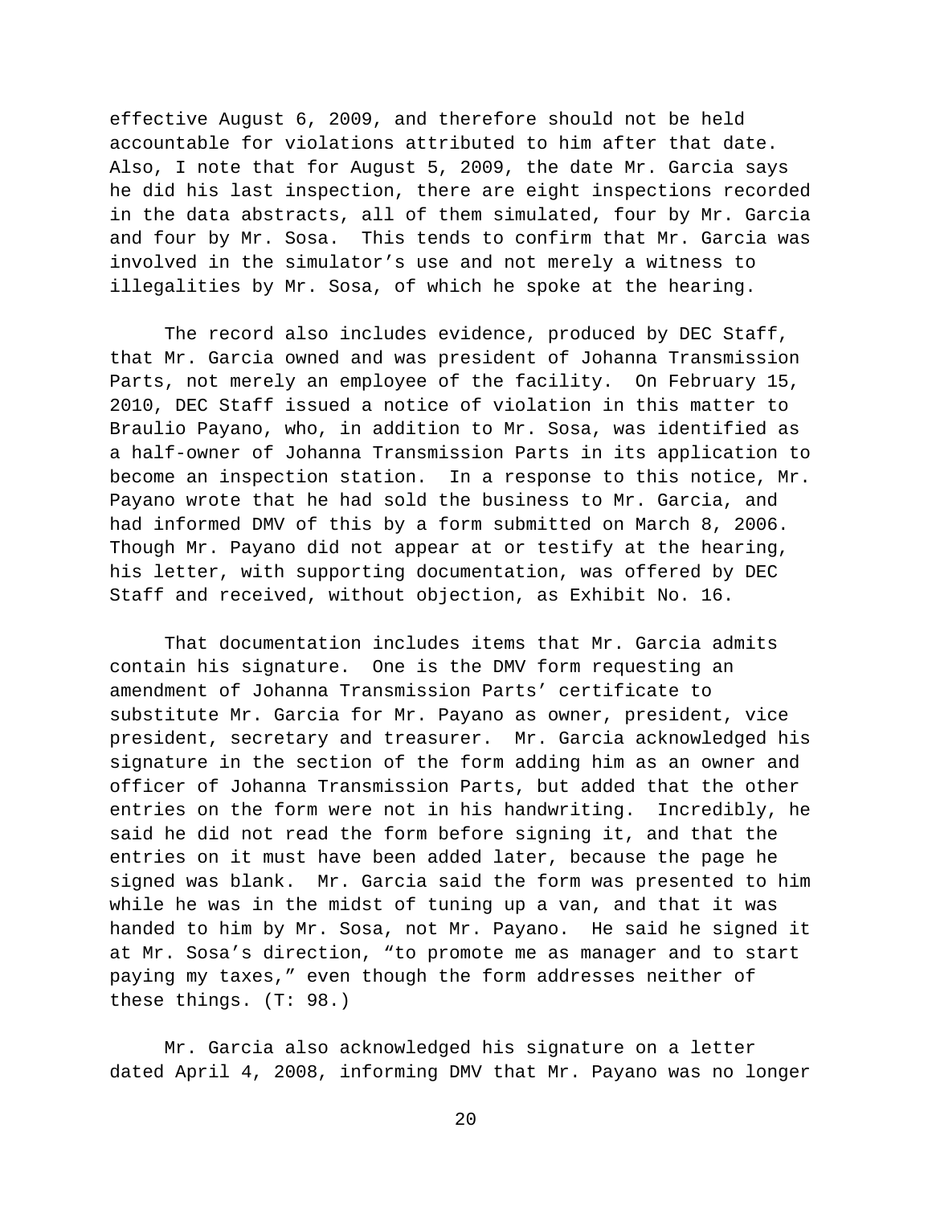effective August 6, 2009, and therefore should not be held accountable for violations attributed to him after that date. Also, I note that for August 5, 2009, the date Mr. Garcia says he did his last inspection, there are eight inspections recorded in the data abstracts, all of them simulated, four by Mr. Garcia and four by Mr. Sosa. This tends to confirm that Mr. Garcia was involved in the simulator's use and not merely a witness to illegalities by Mr. Sosa, of which he spoke at the hearing.

The record also includes evidence, produced by DEC Staff, that Mr. Garcia owned and was president of Johanna Transmission Parts, not merely an employee of the facility. On February 15, 2010, DEC Staff issued a notice of violation in this matter to Braulio Payano, who, in addition to Mr. Sosa, was identified as a half-owner of Johanna Transmission Parts in its application to become an inspection station. In a response to this notice, Mr. Payano wrote that he had sold the business to Mr. Garcia, and had informed DMV of this by a form submitted on March 8, 2006. Though Mr. Payano did not appear at or testify at the hearing, his letter, with supporting documentation, was offered by DEC Staff and received, without objection, as Exhibit No. 16.

That documentation includes items that Mr. Garcia admits contain his signature. One is the DMV form requesting an amendment of Johanna Transmission Parts' certificate to substitute Mr. Garcia for Mr. Payano as owner, president, vice president, secretary and treasurer. Mr. Garcia acknowledged his signature in the section of the form adding him as an owner and officer of Johanna Transmission Parts, but added that the other entries on the form were not in his handwriting. Incredibly, he said he did not read the form before signing it, and that the entries on it must have been added later, because the page he signed was blank. Mr. Garcia said the form was presented to him while he was in the midst of tuning up a van, and that it was handed to him by Mr. Sosa, not Mr. Payano. He said he signed it at Mr. Sosa's direction, "to promote me as manager and to start paying my taxes," even though the form addresses neither of these things. (T: 98.)

Mr. Garcia also acknowledged his signature on a letter dated April 4, 2008, informing DMV that Mr. Payano was no longer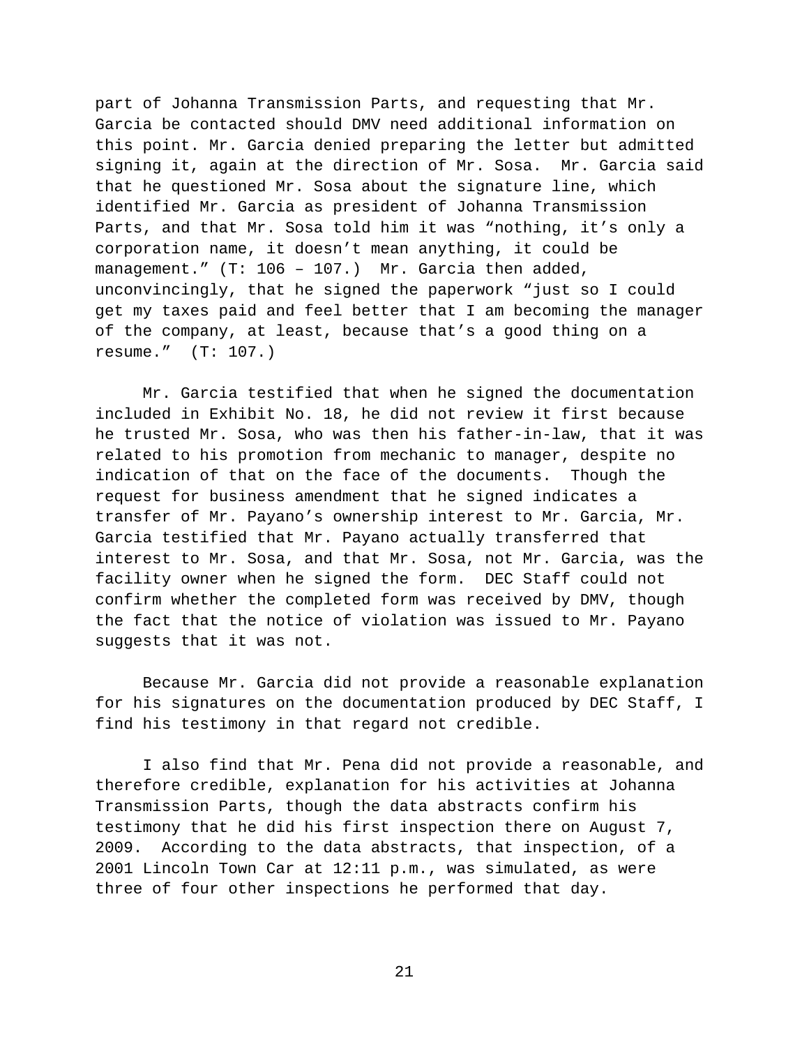part of Johanna Transmission Parts, and requesting that Mr. Garcia be contacted should DMV need additional information on this point. Mr. Garcia denied preparing the letter but admitted signing it, again at the direction of Mr. Sosa. Mr. Garcia said that he questioned Mr. Sosa about the signature line, which identified Mr. Garcia as president of Johanna Transmission Parts, and that Mr. Sosa told him it was "nothing, it's only a corporation name, it doesn't mean anything, it could be management." (T: 106 – 107.) Mr. Garcia then added, unconvincingly, that he signed the paperwork "just so I could get my taxes paid and feel better that I am becoming the manager of the company, at least, because that's a good thing on a resume." (T: 107.)

Mr. Garcia testified that when he signed the documentation included in Exhibit No. 18, he did not review it first because he trusted Mr. Sosa, who was then his father-in-law, that it was related to his promotion from mechanic to manager, despite no indication of that on the face of the documents. Though the request for business amendment that he signed indicates a transfer of Mr. Payano's ownership interest to Mr. Garcia, Mr. Garcia testified that Mr. Payano actually transferred that interest to Mr. Sosa, and that Mr. Sosa, not Mr. Garcia, was the facility owner when he signed the form. DEC Staff could not confirm whether the completed form was received by DMV, though the fact that the notice of violation was issued to Mr. Payano suggests that it was not.

Because Mr. Garcia did not provide a reasonable explanation for his signatures on the documentation produced by DEC Staff, I find his testimony in that regard not credible.

I also find that Mr. Pena did not provide a reasonable, and therefore credible, explanation for his activities at Johanna Transmission Parts, though the data abstracts confirm his testimony that he did his first inspection there on August 7, 2009. According to the data abstracts, that inspection, of a 2001 Lincoln Town Car at 12:11 p.m., was simulated, as were three of four other inspections he performed that day.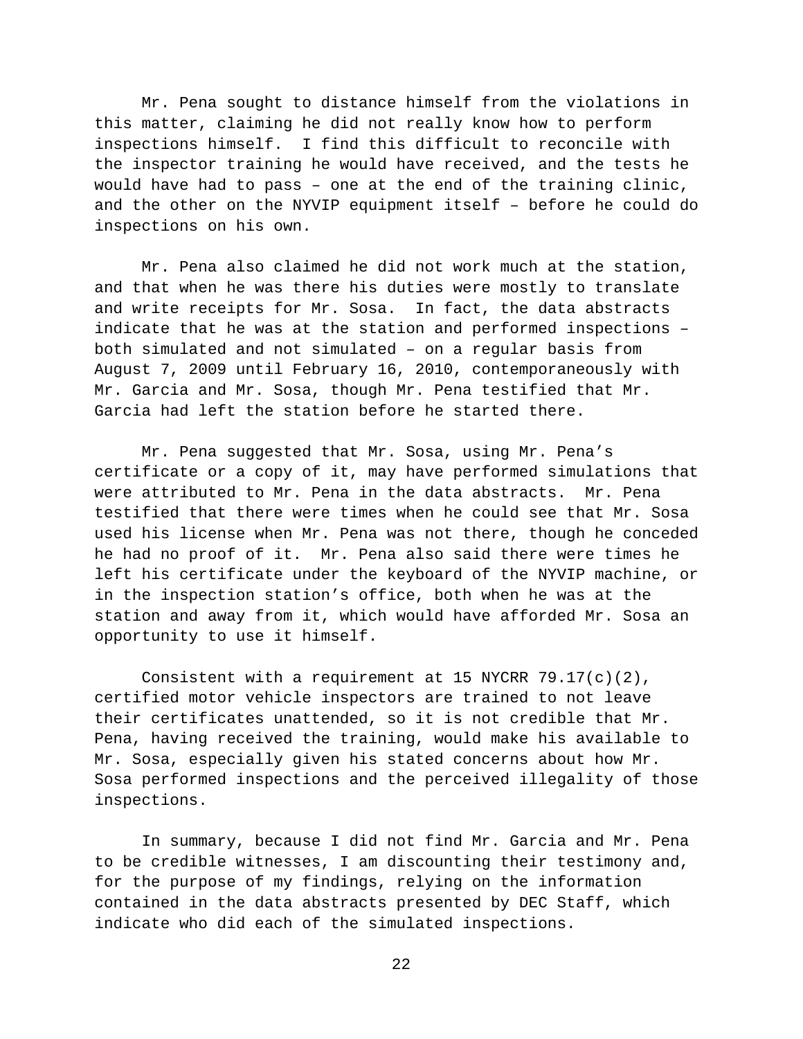Mr. Pena sought to distance himself from the violations in this matter, claiming he did not really know how to perform inspections himself. I find this difficult to reconcile with the inspector training he would have received, and the tests he would have had to pass – one at the end of the training clinic, and the other on the NYVIP equipment itself – before he could do inspections on his own.

Mr. Pena also claimed he did not work much at the station, and that when he was there his duties were mostly to translate and write receipts for Mr. Sosa. In fact, the data abstracts indicate that he was at the station and performed inspections – both simulated and not simulated – on a regular basis from August 7, 2009 until February 16, 2010, contemporaneously with Mr. Garcia and Mr. Sosa, though Mr. Pena testified that Mr. Garcia had left the station before he started there.

Mr. Pena suggested that Mr. Sosa, using Mr. Pena's certificate or a copy of it, may have performed simulations that were attributed to Mr. Pena in the data abstracts. Mr. Pena testified that there were times when he could see that Mr. Sosa used his license when Mr. Pena was not there, though he conceded he had no proof of it. Mr. Pena also said there were times he left his certificate under the keyboard of the NYVIP machine, or in the inspection station's office, both when he was at the station and away from it, which would have afforded Mr. Sosa an opportunity to use it himself.

Consistent with a requirement at 15 NYCRR 79.17(c)(2), certified motor vehicle inspectors are trained to not leave their certificates unattended, so it is not credible that Mr. Pena, having received the training, would make his available to Mr. Sosa, especially given his stated concerns about how Mr. Sosa performed inspections and the perceived illegality of those inspections.

In summary, because I did not find Mr. Garcia and Mr. Pena to be credible witnesses, I am discounting their testimony and, for the purpose of my findings, relying on the information contained in the data abstracts presented by DEC Staff, which indicate who did each of the simulated inspections.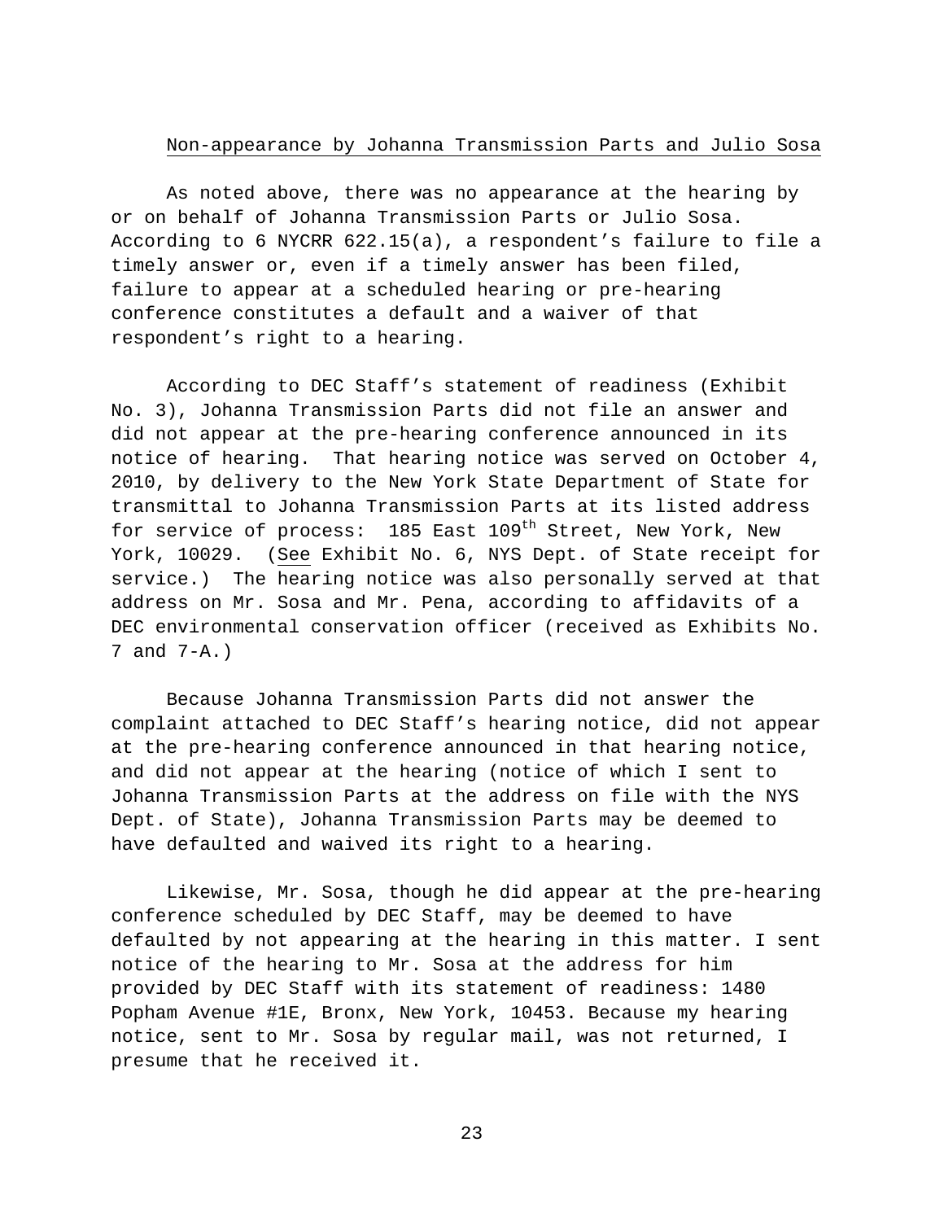## Non-appearance by Johanna Transmission Parts and Julio Sosa

As noted above, there was no appearance at the hearing by or on behalf of Johanna Transmission Parts or Julio Sosa. According to 6 NYCRR 622.15(a), a respondent's failure to file a timely answer or, even if a timely answer has been filed, failure to appear at a scheduled hearing or pre-hearing conference constitutes a default and a waiver of that respondent's right to a hearing.

According to DEC Staff's statement of readiness (Exhibit No. 3), Johanna Transmission Parts did not file an answer and did not appear at the pre-hearing conference announced in its notice of hearing. That hearing notice was served on October 4, 2010, by delivery to the New York State Department of State for transmittal to Johanna Transmission Parts at its listed address for service of process: 185 East 109th Street, New York, New York, 10029. (See Exhibit No. 6, NYS Dept. of State receipt for service.) The hearing notice was also personally served at that address on Mr. Sosa and Mr. Pena, according to affidavits of a DEC environmental conservation officer (received as Exhibits No. 7 and 7-A.)

Because Johanna Transmission Parts did not answer the complaint attached to DEC Staff's hearing notice, did not appear at the pre-hearing conference announced in that hearing notice, and did not appear at the hearing (notice of which I sent to Johanna Transmission Parts at the address on file with the NYS Dept. of State), Johanna Transmission Parts may be deemed to have defaulted and waived its right to a hearing.

Likewise, Mr. Sosa, though he did appear at the pre-hearing conference scheduled by DEC Staff, may be deemed to have defaulted by not appearing at the hearing in this matter. I sent notice of the hearing to Mr. Sosa at the address for him provided by DEC Staff with its statement of readiness: 1480 Popham Avenue #1E, Bronx, New York, 10453. Because my hearing notice, sent to Mr. Sosa by regular mail, was not returned, I presume that he received it.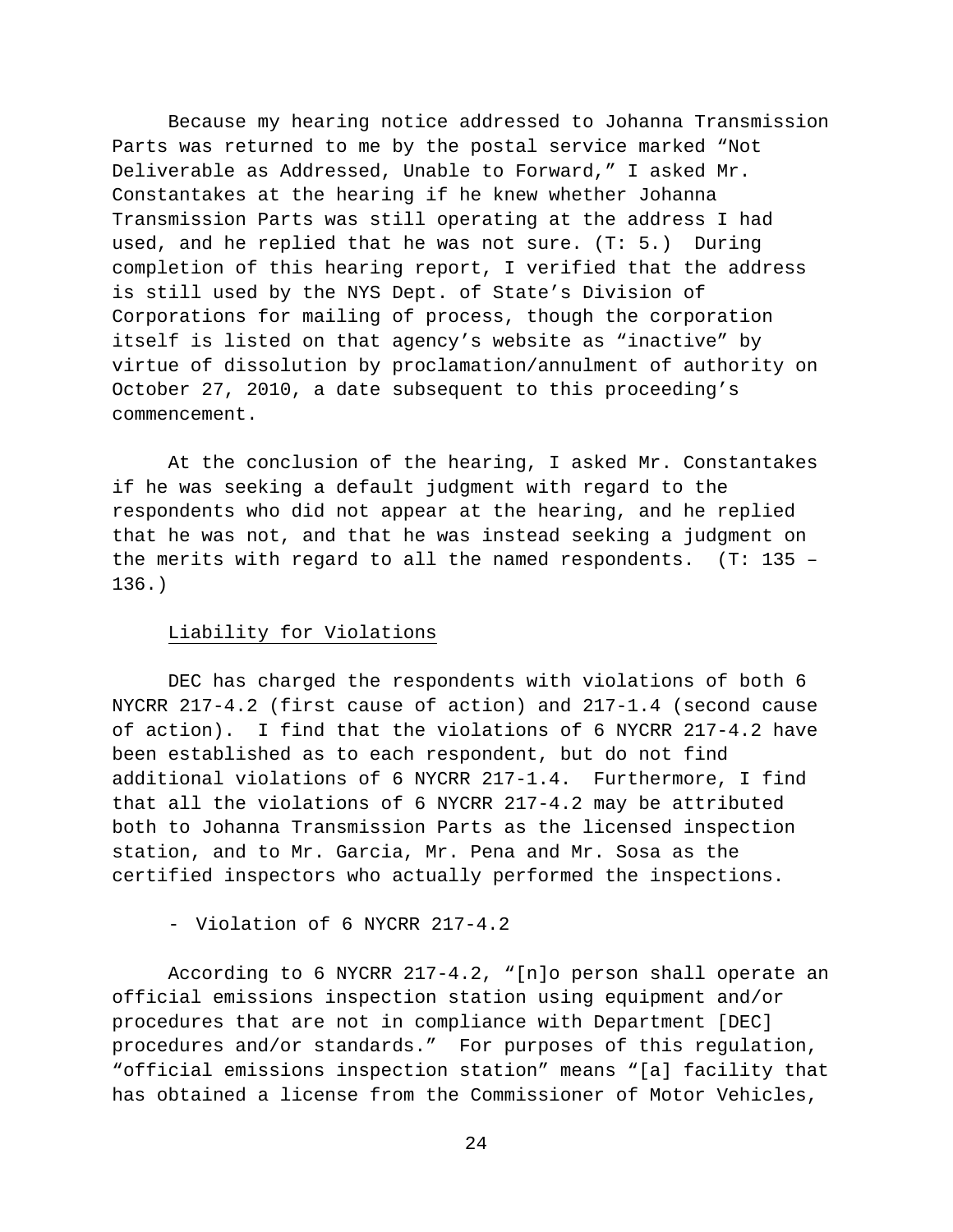Because my hearing notice addressed to Johanna Transmission Parts was returned to me by the postal service marked "Not Deliverable as Addressed, Unable to Forward," I asked Mr. Constantakes at the hearing if he knew whether Johanna Transmission Parts was still operating at the address I had used, and he replied that he was not sure. (T: 5.) During completion of this hearing report, I verified that the address is still used by the NYS Dept. of State's Division of Corporations for mailing of process, though the corporation itself is listed on that agency's website as "inactive" by virtue of dissolution by proclamation/annulment of authority on October 27, 2010, a date subsequent to this proceeding's commencement.

At the conclusion of the hearing, I asked Mr. Constantakes if he was seeking a default judgment with regard to the respondents who did not appear at the hearing, and he replied that he was not, and that he was instead seeking a judgment on the merits with regard to all the named respondents. (T: 135 – 136.)

Liability for Violations

DEC has charged the respondents with violations of both 6 NYCRR 217-4.2 (first cause of action) and 217-1.4 (second cause of action). I find that the violations of 6 NYCRR 217-4.2 have been established as to each respondent, but do not find additional violations of 6 NYCRR 217-1.4. Furthermore, I find that all the violations of 6 NYCRR 217-4.2 may be attributed both to Johanna Transmission Parts as the licensed inspection station, and to Mr. Garcia, Mr. Pena and Mr. Sosa as the certified inspectors who actually performed the inspections.

- Violation of 6 NYCRR 217-4.2

According to 6 NYCRR 217-4.2, "[n]o person shall operate an official emissions inspection station using equipment and/or procedures that are not in compliance with Department [DEC] procedures and/or standards." For purposes of this regulation, "official emissions inspection station" means "[a] facility that has obtained a license from the Commissioner of Motor Vehicles,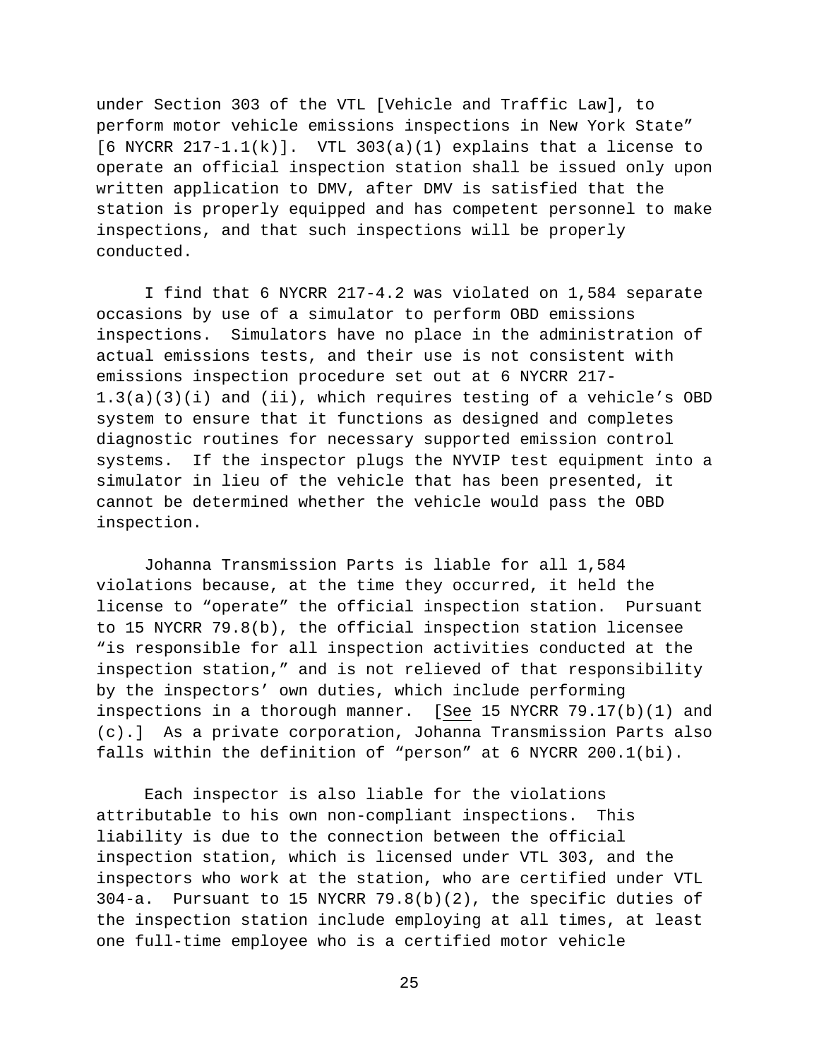under Section 303 of the VTL [Vehicle and Traffic Law], to perform motor vehicle emissions inspections in New York State" [6 NYCRR 217-1.1(k)]. VTL 303(a)(1) explains that a license to operate an official inspection station shall be issued only upon written application to DMV, after DMV is satisfied that the station is properly equipped and has competent personnel to make inspections, and that such inspections will be properly conducted.

I find that 6 NYCRR 217-4.2 was violated on 1,584 separate occasions by use of a simulator to perform OBD emissions inspections. Simulators have no place in the administration of actual emissions tests, and their use is not consistent with emissions inspection procedure set out at 6 NYCRR 217-1.3(a)(3)(i) and (ii), which requires testing of a vehicle's OBD system to ensure that it functions as designed and completes diagnostic routines for necessary supported emission control systems. If the inspector plugs the NYVIP test equipment into a simulator in lieu of the vehicle that has been presented, it cannot be determined whether the vehicle would pass the OBD inspection.

Johanna Transmission Parts is liable for all 1,584 violations because, at the time they occurred, it held the license to "operate" the official inspection station. Pursuant to 15 NYCRR 79.8(b), the official inspection station licensee "is responsible for all inspection activities conducted at the inspection station," and is not relieved of that responsibility by the inspectors' own duties, which include performing inspections in a thorough manner. [<u>See</u> 15 NYCRR 79.17(b)(1) and (c).] As a private corporation, Johanna Transmission Parts also falls within the definition of "person" at 6 NYCRR 200.1(bi).

Each inspector is also liable for the violations attributable to his own non-compliant inspections. This liability is due to the connection between the official inspection station, which is licensed under VTL 303, and the inspectors who work at the station, who are certified under VTL 304-a. Pursuant to 15 NYCRR 79.8(b)(2), the specific duties of the inspection station include employing at all times, at least one full-time employee who is a certified motor vehicle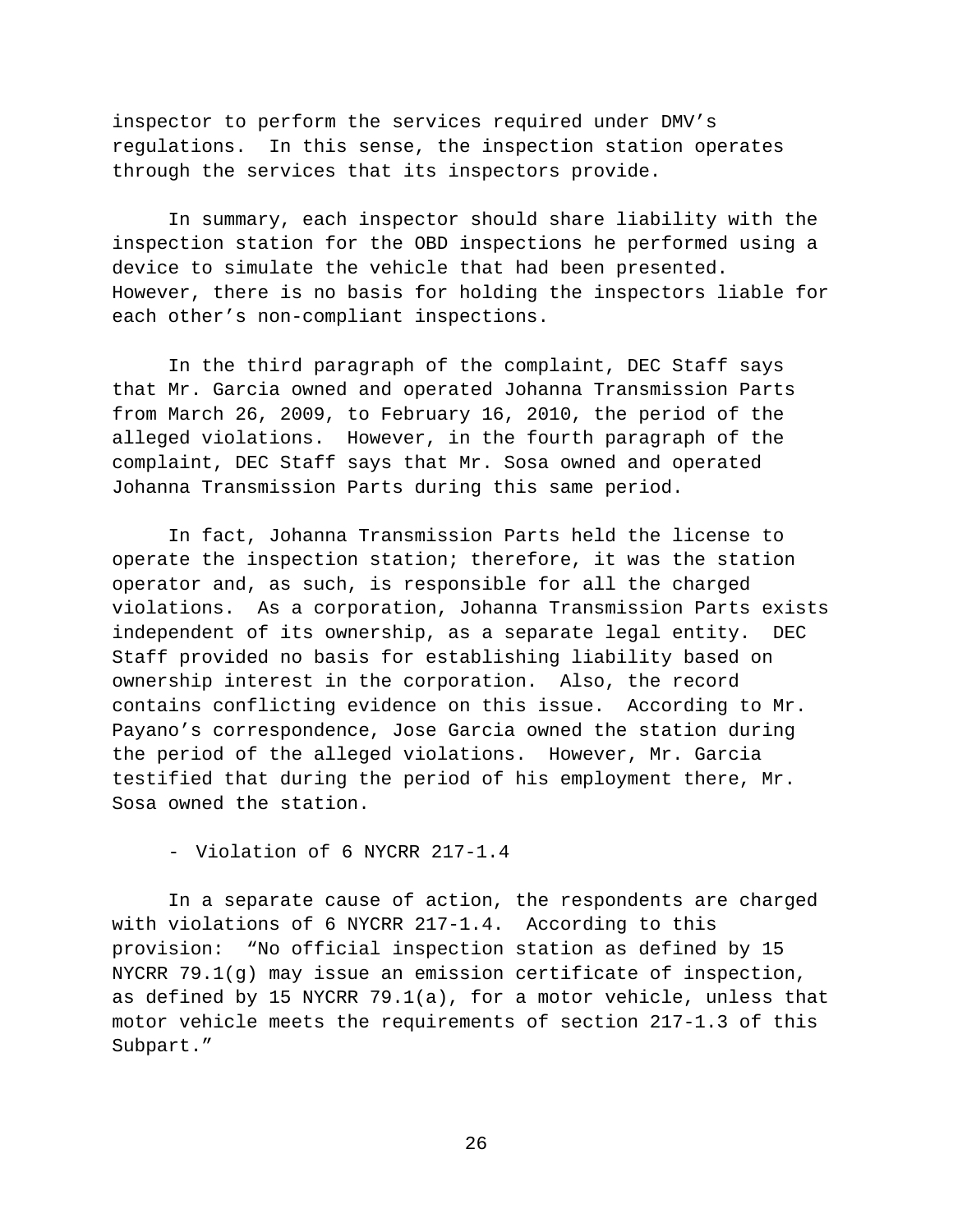inspector to perform the services required under DMV's regulations. In this sense, the inspection station operates through the services that its inspectors provide.

In summary, each inspector should share liability with the inspection station for the OBD inspections he performed using a device to simulate the vehicle that had been presented. However, there is no basis for holding the inspectors liable for each other's non-compliant inspections.

In the third paragraph of the complaint, DEC Staff says that Mr. Garcia owned and operated Johanna Transmission Parts from March 26, 2009, to February 16, 2010, the period of the alleged violations. However, in the fourth paragraph of the complaint, DEC Staff says that Mr. Sosa owned and operated Johanna Transmission Parts during this same period.

In fact, Johanna Transmission Parts held the license to operate the inspection station; therefore, it was the station operator and, as such, is responsible for all the charged violations. As a corporation, Johanna Transmission Parts exists independent of its ownership, as a separate legal entity. DEC Staff provided no basis for establishing liability based on ownership interest in the corporation. Also, the record contains conflicting evidence on this issue. According to Mr. Payano's correspondence, Jose Garcia owned the station during the period of the alleged violations. However, Mr. Garcia testified that during the period of his employment there, Mr. Sosa owned the station.

- Violation of 6 NYCRR 217-1.4

In a separate cause of action, the respondents are charged with violations of 6 NYCRR 217-1.4. According to this provision: "No official inspection station as defined by 15 NYCRR 79.1(g) may issue an emission certificate of inspection, as defined by 15 NYCRR 79.1(a), for a motor vehicle, unless that motor vehicle meets the requirements of section 217-1.3 of this Subpart."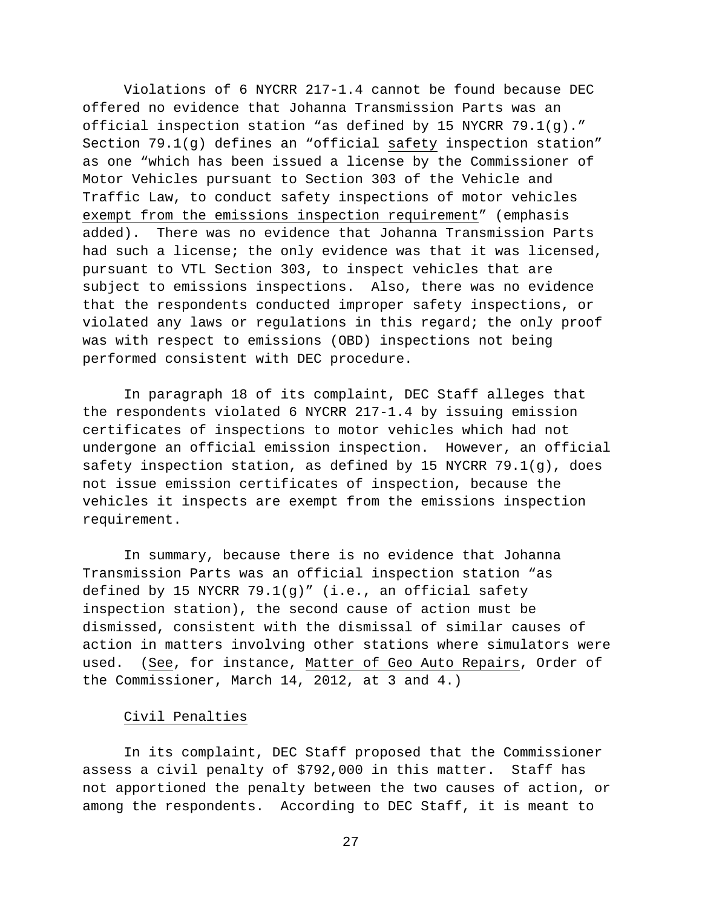Violations of 6 NYCRR 217-1.4 cannot be found because DEC offered no evidence that Johanna Transmission Parts was an official inspection station "as defined by 15 NYCRR 79.1(g)." Section 79.1(g) defines an "official <u>safety</u> inspection station" as one "which has been issued a license by the Commissioner of Motor Vehicles pursuant to Section 303 of the Vehicle and Traffic Law, to conduct safety inspections of motor vehicles <u>exempt from the emissions inspection requirement</u>" (emphasis added). There was no evidence that Johanna Transmission Parts had such a license; the only evidence was that it was licensed, pursuant to VTL Section 303, to inspect vehicles that are subject to emissions inspections. Also, there was no evidence that the respondents conducted improper safety inspections, or violated any laws or regulations in this regard; the only proof was with respect to emissions (OBD) inspections not being performed consistent with DEC procedure.

In paragraph 18 of its complaint, DEC Staff alleges that the respondents violated 6 NYCRR 217-1.4 by issuing emission certificates of inspections to motor vehicles which had not undergone an official emission inspection. However, an official safety inspection station, as defined by 15 NYCRR 79.1(g), does not issue emission certificates of inspection, because the vehicles it inspects are exempt from the emissions inspection requirement.

In summary, because there is no evidence that Johanna Transmission Parts was an official inspection station "as defined by 15 NYCRR 79.1(g)" (i.e., an official safety inspection station), the second cause of action must be dismissed, consistent with the dismissal of similar causes of action in matters involving other stations where simulators were used. (<u>See</u>, for instance, <u>Matter of Geo Auto Repairs</u>, Order of the Commissioner, March 14, 2012, at 3 and 4.)

<u>Civil Penalties</u>

In its complaint, DEC Staff proposed that the Commissioner assess a civil penalty of $792,000 in this matter. Staff has not apportioned the penalty between the two causes of action, or among the respondents. According to DEC Staff, it is meant to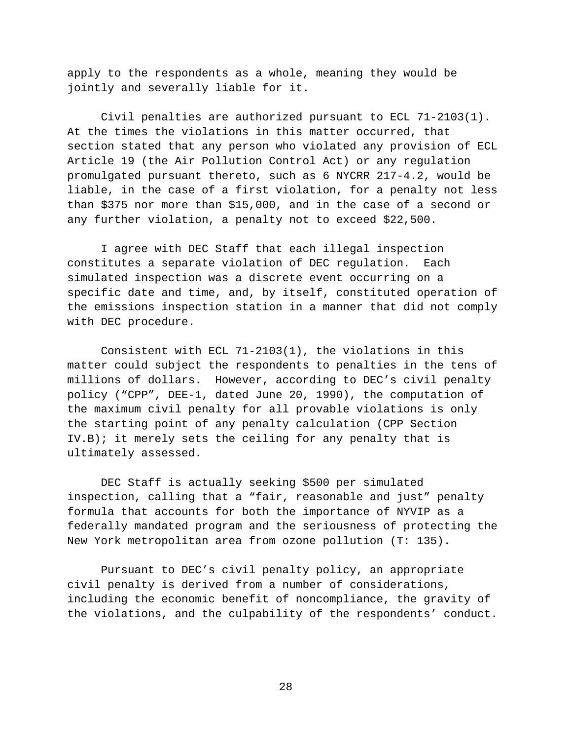apply to the respondents as a whole, meaning they would be jointly and severally liable for it.

Civil penalties are authorized pursuant to ECL 71-2103(1). At the times the violations in this matter occurred, that section stated that any person who violated any provision of ECL Article 19 (the Air Pollution Control Act) or any regulation promulgated pursuant thereto, such as 6 NYCRR 217-4.2, would be liable, in the case of a first violation, for a penalty not less than $375 nor more than $15,000, and in the case of a second or any further violation, a penalty not to exceed $22,500.

I agree with DEC Staff that each illegal inspection constitutes a separate violation of DEC regulation. Each simulated inspection was a discrete event occurring on a specific date and time, and, by itself, constituted operation of the emissions inspection station in a manner that did not comply with DEC procedure.

Consistent with ECL 71-2103(1), the violations in this matter could subject the respondents to penalties in the tens of millions of dollars. However, according to DEC's civil penalty policy ("CPP", DEE-1, dated June 20, 1990), the computation of the maximum civil penalty for all provable violations is only the starting point of any penalty calculation (CPP Section IV.B); it merely sets the ceiling for any penalty that is ultimately assessed.

DEC Staff is actually seeking $500 per simulated inspection, calling that a "fair, reasonable and just" penalty formula that accounts for both the importance of NYVIP as a federally mandated program and the seriousness of protecting the New York metropolitan area from ozone pollution (T: 135).

Pursuant to DEC's civil penalty policy, an appropriate civil penalty is derived from a number of considerations, including the economic benefit of noncompliance, the gravity of the violations, and the culpability of the respondents' conduct.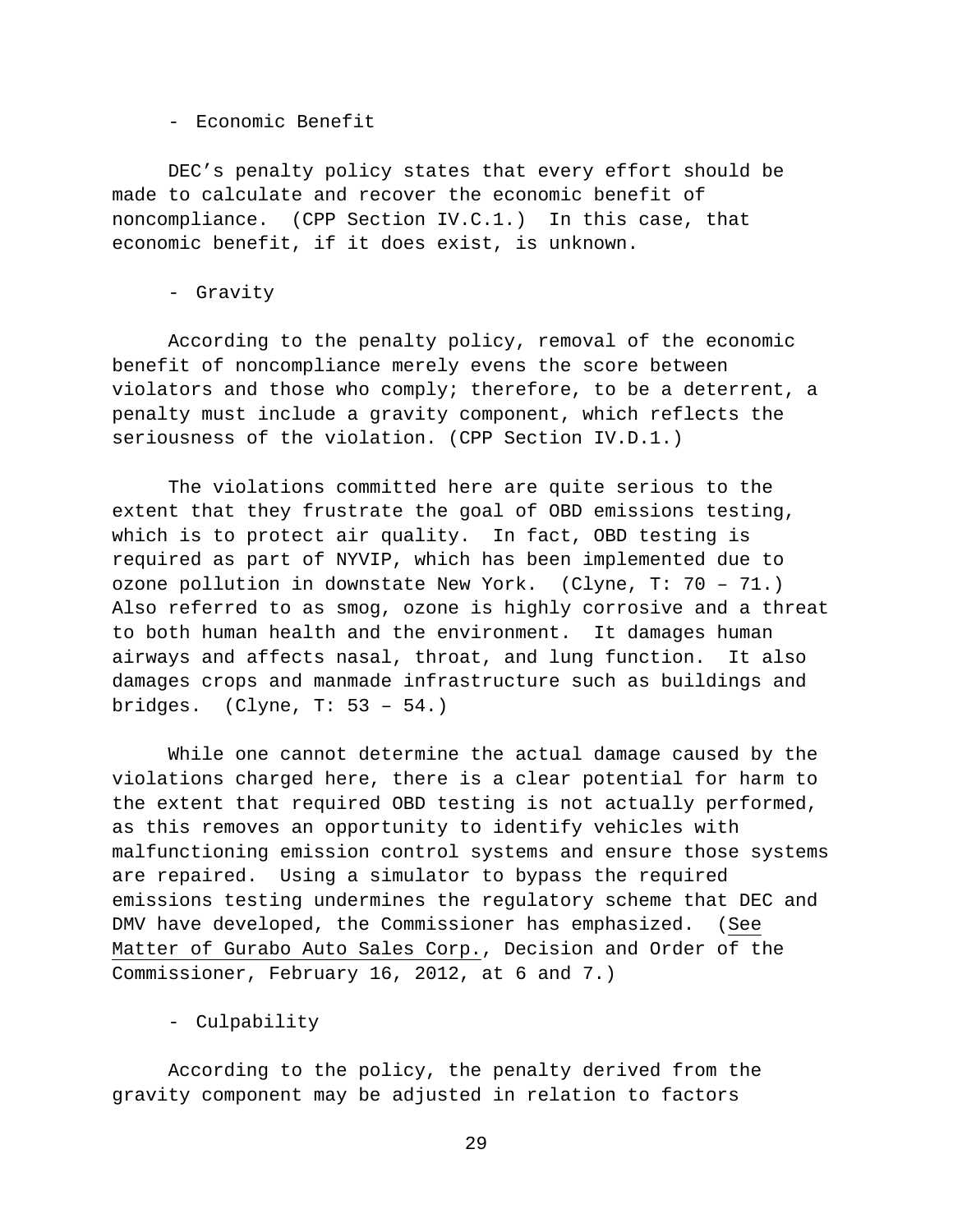- Economic Benefit

DEC's penalty policy states that every effort should be made to calculate and recover the economic benefit of noncompliance. (CPP Section IV.C.1.) In this case, that economic benefit, if it does exist, is unknown.

- Gravity

According to the penalty policy, removal of the economic benefit of noncompliance merely evens the score between violators and those who comply; therefore, to be a deterrent, a penalty must include a gravity component, which reflects the seriousness of the violation. (CPP Section IV.D.1.)

The violations committed here are quite serious to the extent that they frustrate the goal of OBD emissions testing, which is to protect air quality. In fact, OBD testing is required as part of NYVIP, which has been implemented due to ozone pollution in downstate New York. (Clyne, T: 70 – 71.) Also referred to as smog, ozone is highly corrosive and a threat to both human health and the environment. It damages human airways and affects nasal, throat, and lung function. It also damages crops and manmade infrastructure such as buildings and bridges. (Clyne, T: 53 – 54.)

While one cannot determine the actual damage caused by the violations charged here, there is a clear potential for harm to the extent that required OBD testing is not actually performed, as this removes an opportunity to identify vehicles with malfunctioning emission control systems and ensure those systems are repaired. Using a simulator to bypass the required emissions testing undermines the regulatory scheme that DEC and DMV have developed, the Commissioner has emphasized. (See Matter of Gurabo Auto Sales Corp., Decision and Order of the Commissioner, February 16, 2012, at 6 and 7.)

- Culpability

According to the policy, the penalty derived from the gravity component may be adjusted in relation to factors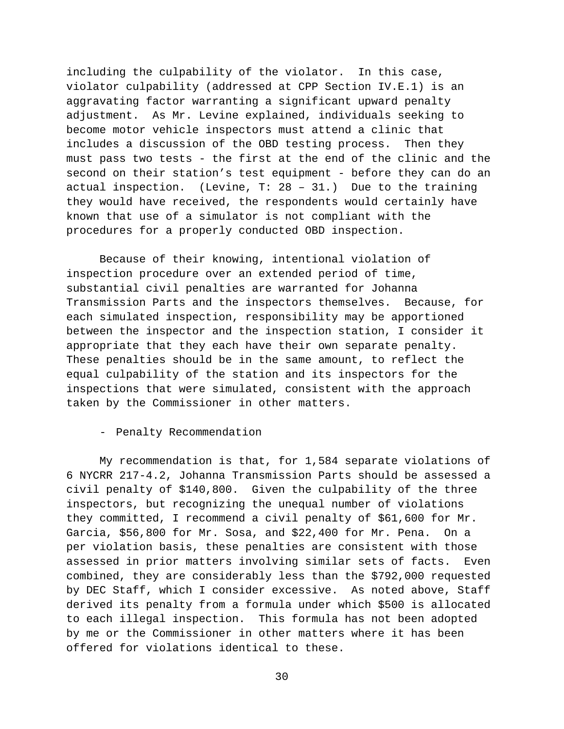including the culpability of the violator. In this case, violator culpability (addressed at CPP Section IV.E.1) is an aggravating factor warranting a significant upward penalty adjustment. As Mr. Levine explained, individuals seeking to become motor vehicle inspectors must attend a clinic that includes a discussion of the OBD testing process. Then they must pass two tests - the first at the end of the clinic and the second on their station's test equipment - before they can do an actual inspection. (Levine, T: 28 – 31.) Due to the training they would have received, the respondents would certainly have known that use of a simulator is not compliant with the procedures for a properly conducted OBD inspection.

Because of their knowing, intentional violation of inspection procedure over an extended period of time, substantial civil penalties are warranted for Johanna Transmission Parts and the inspectors themselves. Because, for each simulated inspection, responsibility may be apportioned between the inspector and the inspection station, I consider it appropriate that they each have their own separate penalty. These penalties should be in the same amount, to reflect the equal culpability of the station and its inspectors for the inspections that were simulated, consistent with the approach taken by the Commissioner in other matters.

- Penalty Recommendation

My recommendation is that, for 1,584 separate violations of 6 NYCRR 217-4.2, Johanna Transmission Parts should be assessed a civil penalty of $140,800. Given the culpability of the three inspectors, but recognizing the unequal number of violations they committed, I recommend a civil penalty of $61,600 for Mr. Garcia, $56,800 for Mr. Sosa, and $22,400 for Mr. Pena. On a per violation basis, these penalties are consistent with those assessed in prior matters involving similar sets of facts. Even combined, they are considerably less than the $792,000 requested by DEC Staff, which I consider excessive. As noted above, Staff derived its penalty from a formula under which $500 is allocated to each illegal inspection. This formula has not been adopted by me or the Commissioner in other matters where it has been offered for violations identical to these.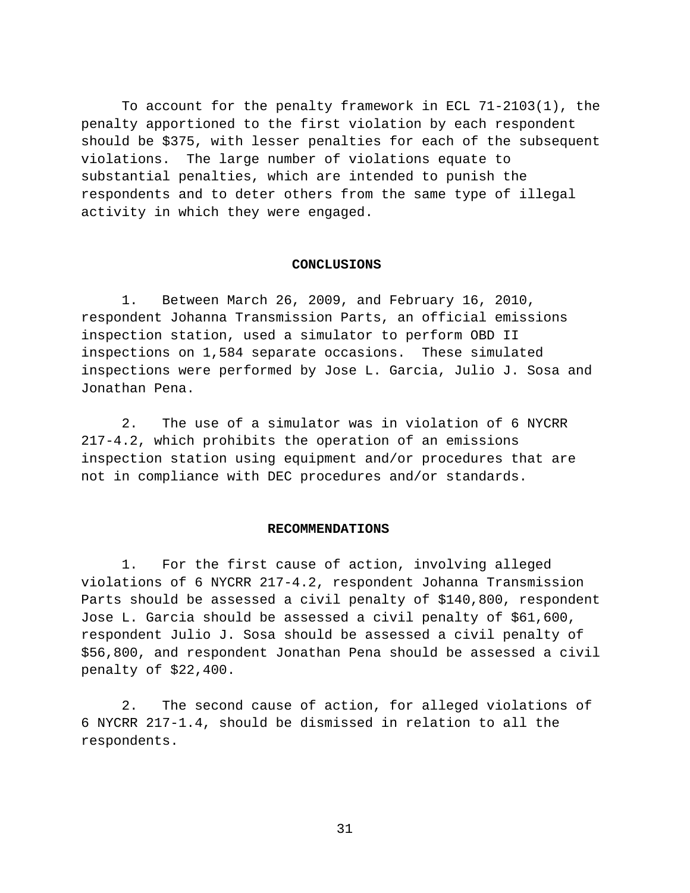To account for the penalty framework in ECL 71-2103(1), the penalty apportioned to the first violation by each respondent should be $375, with lesser penalties for each of the subsequent violations. The large number of violations equate to substantial penalties, which are intended to punish the respondents and to deter others from the same type of illegal activity in which they were engaged.

## CONCLUSIONS

1. Between March 26, 2009, and February 16, 2010, respondent Johanna Transmission Parts, an official emissions inspection station, used a simulator to perform OBD II inspections on 1,584 separate occasions. These simulated inspections were performed by Jose L. Garcia, Julio J. Sosa and Jonathan Pena.

2. The use of a simulator was in violation of 6 NYCRR 217-4.2, which prohibits the operation of an emissions inspection station using equipment and/or procedures that are not in compliance with DEC procedures and/or standards.

## RECOMMENDATIONS

1. For the first cause of action, involving alleged violations of 6 NYCRR 217-4.2, respondent Johanna Transmission Parts should be assessed a civil penalty of $140,800, respondent Jose L. Garcia should be assessed a civil penalty of $61,600, respondent Julio J. Sosa should be assessed a civil penalty of $56,800, and respondent Jonathan Pena should be assessed a civil penalty of $22,400.

2. The second cause of action, for alleged violations of 6 NYCRR 217-1.4, should be dismissed in relation to all the respondents.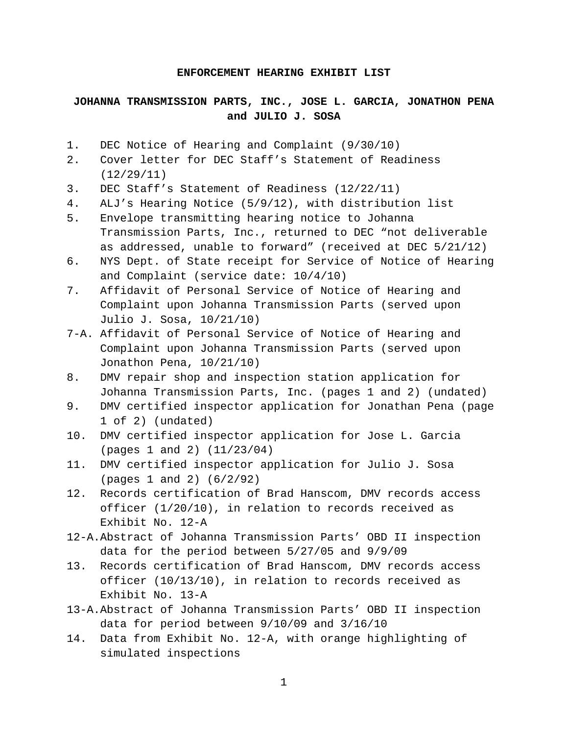**ENFORCEMENT HEARING EXHIBIT LIST**

**JOHANNA TRANSMISSION PARTS, INC., JOSE L. GARCIA, JONATHON PENA and JULIO J. SOSA**

1. DEC Notice of Hearing and Complaint (9/30/10)
2. Cover letter for DEC Staff's Statement of Readiness (12/29/11)
3. DEC Staff's Statement of Readiness (12/22/11)
4. ALJ's Hearing Notice (5/9/12), with distribution list
5. Envelope transmitting hearing notice to Johanna Transmission Parts, Inc., returned to DEC "not deliverable as addressed, unable to forward" (received at DEC 5/21/12)
6. NYS Dept. of State receipt for Service of Notice of Hearing and Complaint (service date: 10/4/10)
7. Affidavit of Personal Service of Notice of Hearing and Complaint upon Johanna Transmission Parts (served upon Julio J. Sosa, 10/21/10)

7-A. Affidavit of Personal Service of Notice of Hearing and Complaint upon Johanna Transmission Parts (served upon Jonathon Pena, 10/21/10)

8. DMV repair shop and inspection station application for Johanna Transmission Parts, Inc. (pages 1 and 2) (undated)
9. DMV certified inspector application for Jonathan Pena (page 1 of 2) (undated)
10. DMV certified inspector application for Jose L. Garcia (pages 1 and 2) (11/23/04)
11. DMV certified inspector application for Julio J. Sosa (pages 1 and 2) (6/2/92)
12. Records certification of Brad Hanscom, DMV records access officer (1/20/10), in relation to records received as Exhibit No. 12-A

12-A. Abstract of Johanna Transmission Parts' OBD II inspection data for the period between 5/27/05 and 9/9/09

13. Records certification of Brad Hanscom, DMV records access officer (10/13/10), in relation to records received as Exhibit No. 13-A

13-A. Abstract of Johanna Transmission Parts' OBD II inspection data for period between 9/10/09 and 3/16/10

14. Data from Exhibit No. 12-A, with orange highlighting of simulated inspections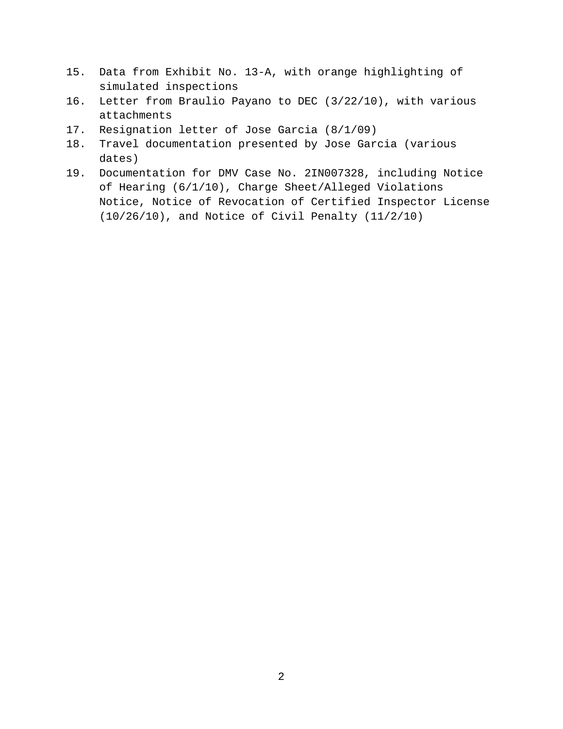15. Data from Exhibit No. 13-A, with orange highlighting of simulated inspections
16. Letter from Braulio Payano to DEC (3/22/10), with various attachments
17. Resignation letter of Jose Garcia (8/1/09)
18. Travel documentation presented by Jose Garcia (various dates)
19. Documentation for DMV Case No. 2IN007328, including Notice of Hearing (6/1/10), Charge Sheet/Alleged Violations Notice, Notice of Revocation of Certified Inspector License (10/26/10), and Notice of Civil Penalty (11/2/10)